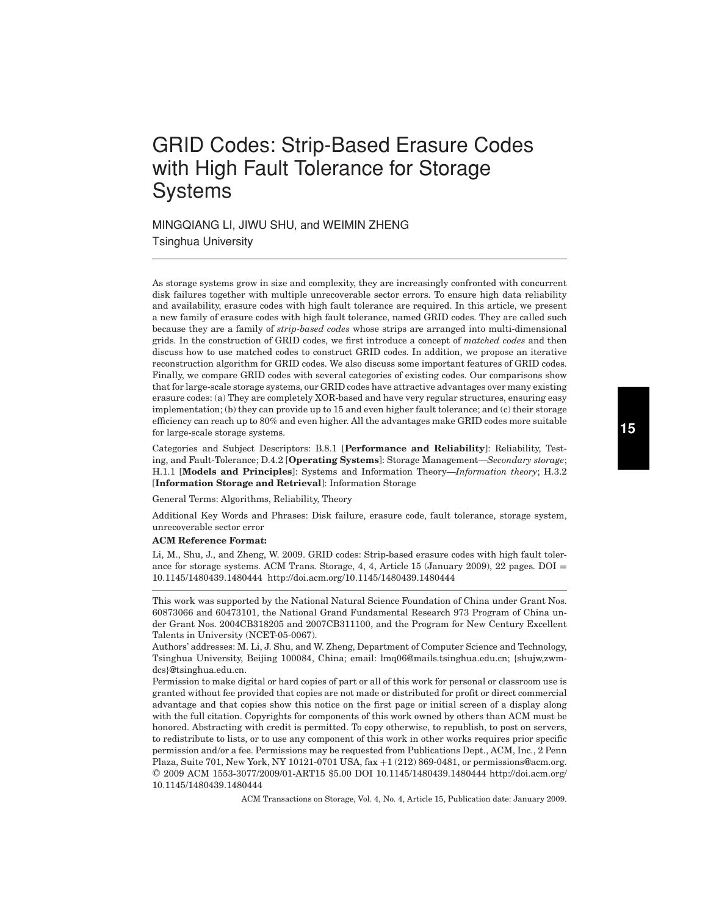# GRID Codes: Strip-Based Erasure Codes with High Fault Tolerance for Storage Systems

MINGQIANG LI, JIWU SHU, and WEIMIN ZHENG

Tsinghua University

---

As storage systems grow in size and complexity, they are increasingly confronted with concurrent disk failures together with multiple unrecoverable sector errors. To ensure high data reliability and availability, erasure codes with high fault tolerance are required. In this article, we present a new family of erasure codes with high fault tolerance, named GRID codes. They are called such because they are a family of *strip-based codes* whose strips are arranged into multi-dimensional grids. In the construction of GRID codes, we first introduce a concept of *matched codes* and then discuss how to use matched codes to construct GRID codes. In addition, we propose an iterative reconstruction algorithm for GRID codes. We also discuss some important features of GRID codes. Finally, we compare GRID codes with several categories of existing codes. Our comparisons show that for large-scale storage systems, our GRID codes have attractive advantages over many existing erasure codes: (a) They are completely XOR-based and have very regular structures, ensuring easy implementation; (b) they can provide up to 15 and even higher fault tolerance; and (c) their storage efficiency can reach up to 80% and even higher. All the advantages make GRID codes more suitable for large-scale storage systems.

Categories and Subject Descriptors: B.8.1 [**Performance and Reliability**]: Reliability, Testing, and Fault-Tolerance; D.4.2 [**Operating Systems**]: Storage Management—*Secondary storage*; H.1.1 [**Models and Principles**]: Systems and Information Theory—*Information theory*; H.3.2 [**Information Storage and Retrieval**]: Information Storage

General Terms: Algorithms, Reliability, Theory

Additional Key Words and Phrases: Disk failure, erasure code, fault tolerance, storage system, unrecoverable sector error

**ACM Reference Format:**

Li, M., Shu, J., and Zheng, W. 2009. GRID codes: Strip-based erasure codes with high fault tolerance for storage systems. ACM Trans. Storage, 4, 4, Article 15 (January 2009), 22 pages. DOI = 10.1145/1480439.1480444 http://doi.acm.org/10.1145/1480439.1480444

---

This work was supported by the National Natural Science Foundation of China under Grant Nos. 60873066 and 60473101, the National Grand Fundamental Research 973 Program of China under Grant Nos. 2004CB318205 and 2007CB311100, and the Program for New Century Excellent Talents in University (NCET-05-0067).

Authors' addresses: M. Li, J. Shu, and W. Zheng, Department of Computer Science and Technology, Tsinghua University, Beijing 100084, China; email: lmq06@mails.tsinghua.edu.cn; {shujw,zwm-dcs}@tsinghua.edu.cn.

Permission to make digital or hard copies of part or all of this work for personal or classroom use is granted without fee provided that copies are not made or distributed for profit or direct commercial advantage and that copies show this notice on the first page or initial screen of a display along with the full citation. Copyrights for components of this work owned by others than ACM must be honored. Abstracting with credit is permitted. To copy otherwise, to republish, to post on servers, to redistribute to lists, or to use any component of this work in other works requires prior specific permission and/or a fee. Permissions may be requested from Publications Dept., ACM, Inc., 2 Penn Plaza, Suite 701, New York, NY 10121-0701 USA, fax +1 (212) 869-0481, or permissions@acm.org. © 2009 ACM 1553-3077/2009/01-ART15 $5.00 DOI 10.1145/1480439.1480444 http://doi.acm.org/10.1145/1480439.1480444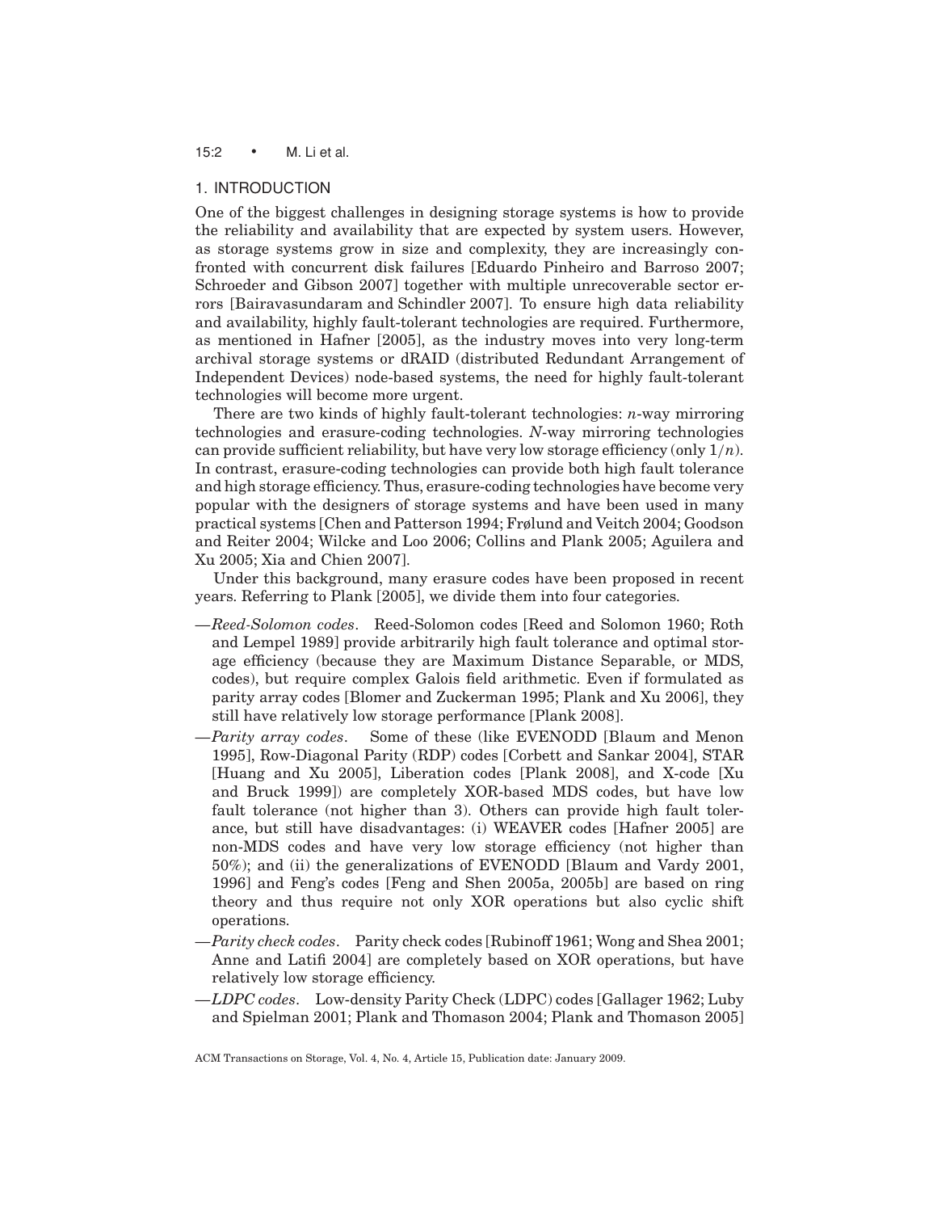## 1. INTRODUCTION

One of the biggest challenges in designing storage systems is how to provide the reliability and availability that are expected by system users. However, as storage systems grow in size and complexity, they are increasingly confronted with concurrent disk failures [Eduardo Pinheiro and Barroso 2007; Schroeder and Gibson 2007] together with multiple unrecoverable sector errors [Bairavasundaram and Schindler 2007]. To ensure high data reliability and availability, highly fault-tolerant technologies are required. Furthermore, as mentioned in Hafner [2005], as the industry moves into very long-term archival storage systems or dRAID (distributed Redundant Arrangement of Independent Devices) node-based systems, the need for highly fault-tolerant technologies will become more urgent.

There are two kinds of highly fault-tolerant technologies: $n$-way mirroring technologies and erasure-coding technologies. $N$-way mirroring technologies can provide sufficient reliability, but have very low storage efficiency (only $1/n$). In contrast, erasure-coding technologies can provide both high fault tolerance and high storage efficiency. Thus, erasure-coding technologies have become very popular with the designers of storage systems and have been used in many practical systems [Chen and Patterson 1994; Frølund and Veitch 2004; Goodson and Reiter 2004; Wilcke and Loo 2006; Collins and Plank 2005; Aguilera and Xu 2005; Xia and Chien 2007].

Under this background, many erasure codes have been proposed in recent years. Referring to Plank [2005], we divide them into four categories.

—*Reed-Solomon codes*. Reed-Solomon codes [Reed and Solomon 1960; Roth and Lempel 1989] provide arbitrarily high fault tolerance and optimal storage efficiency (because they are Maximum Distance Separable, or MDS, codes), but require complex Galois field arithmetic. Even if formulated as parity array codes [Blomer and Zuckerman 1995; Plank and Xu 2006], they still have relatively low storage performance [Plank 2008].

—*Parity array codes*. Some of these (like EVENODD [Blaum and Menon 1995], Row-Diagonal Parity (RDP) codes [Corbett and Sankar 2004], STAR [Huang and Xu 2005], Liberation codes [Plank 2008], and X-code [Xu and Bruck 1999]) are completely XOR-based MDS codes, but have low fault tolerance (not higher than 3). Others can provide high fault tolerance, but still have disadvantages: (i) WEAVER codes [Hafner 2005] are non-MDS codes and have very low storage efficiency (not higher than 50%); and (ii) the generalizations of EVENODD [Blaum and Vardy 2001, 1996] and Feng's codes [Feng and Shen 2005a, 2005b] are based on ring theory and thus require not only XOR operations but also cyclic shift operations.

—*Parity check codes*. Parity check codes [Rubinoff 1961; Wong and Shea 2001; Anne and Latifi 2004] are completely based on XOR operations, but have relatively low storage efficiency.

—*LDPC codes*. Low-density Parity Check (LDPC) codes [Gallager 1962; Luby and Spielman 2001; Plank and Thomason 2004; Plank and Thomason 2005]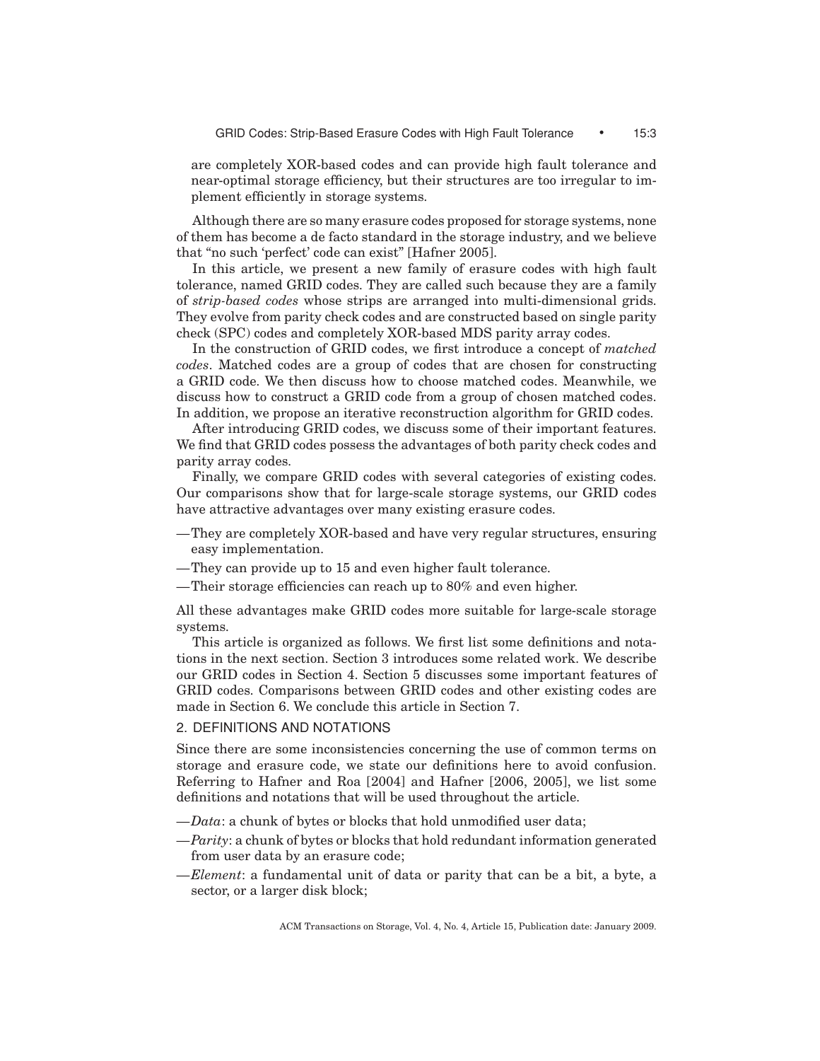are completely XOR-based codes and can provide high fault tolerance and near-optimal storage efficiency, but their structures are too irregular to implement efficiently in storage systems.

Although there are so many erasure codes proposed for storage systems, none of them has become a de facto standard in the storage industry, and we believe that "no such 'perfect' code can exist" [Hafner 2005].

In this article, we present a new family of erasure codes with high fault tolerance, named GRID codes. They are called such because they are a family of *strip-based codes* whose strips are arranged into multi-dimensional grids. They evolve from parity check codes and are constructed based on single parity check (SPC) codes and completely XOR-based MDS parity array codes.

In the construction of GRID codes, we first introduce a concept of *matched codes*. Matched codes are a group of codes that are chosen for constructing a GRID code. We then discuss how to choose matched codes. Meanwhile, we discuss how to construct a GRID code from a group of chosen matched codes. In addition, we propose an iterative reconstruction algorithm for GRID codes.

After introducing GRID codes, we discuss some of their important features. We find that GRID codes possess the advantages of both parity check codes and parity array codes.

Finally, we compare GRID codes with several categories of existing codes. Our comparisons show that for large-scale storage systems, our GRID codes have attractive advantages over many existing erasure codes.

- —They are completely XOR-based and have very regular structures, ensuring easy implementation.
- —They can provide up to 15 and even higher fault tolerance.
- —Their storage efficiencies can reach up to 80% and even higher.

All these advantages make GRID codes more suitable for large-scale storage systems.

This article is organized as follows. We first list some definitions and notations in the next section. Section 3 introduces some related work. We describe our GRID codes in Section 4. Section 5 discusses some important features of GRID codes. Comparisons between GRID codes and other existing codes are made in Section 6. We conclude this article in Section 7.

## 2. DEFINITIONS AND NOTATIONS

Since there are some inconsistencies concerning the use of common terms on storage and erasure code, we state our definitions here to avoid confusion. Referring to Hafner and Roa [2004] and Hafner [2006, 2005], we list some definitions and notations that will be used throughout the article.

- —*Data*: a chunk of bytes or blocks that hold unmodified user data;
- —*Parity*: a chunk of bytes or blocks that hold redundant information generated from user data by an erasure code;
- —*Element*: a fundamental unit of data or parity that can be a bit, a byte, a sector, or a larger disk block;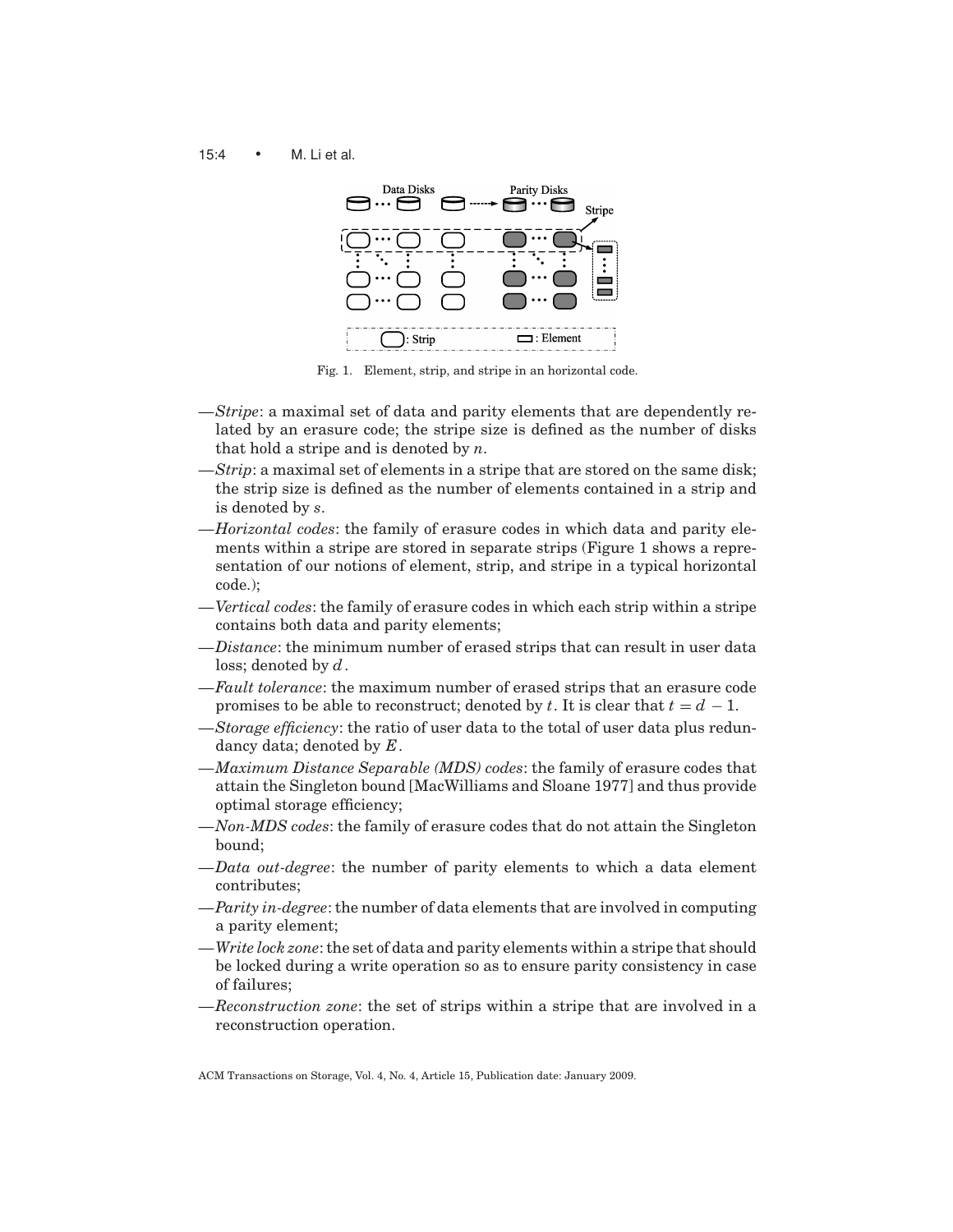Fig. 1. Element, strip, and stripe in an horizontal code.

—*Stripe*: a maximal set of data and parity elements that are dependently related by an erasure code; the stripe size is defined as the number of disks that hold a stripe and is denoted by $n$.

—*Strip*: a maximal set of elements in a stripe that are stored on the same disk; the strip size is defined as the number of elements contained in a strip and is denoted by $s$.

—*Horizontal codes*: the family of erasure codes in which data and parity elements within a stripe are stored in separate strips (Figure 1 shows a representation of our notions of element, strip, and stripe in a typical horizontal code.);

—*Vertical codes*: the family of erasure codes in which each strip within a stripe contains both data and parity elements;

—*Distance*: the minimum number of erased strips that can result in user data loss; denoted by $d$.

—*Fault tolerance*: the maximum number of erased strips that an erasure code promises to be able to reconstruct; denoted by $t$. It is clear that $t = d - 1$.

—*Storage efficiency*: the ratio of user data to the total of user data plus redundancy data; denoted by $E$.

—*Maximum Distance Separable (MDS) codes*: the family of erasure codes that attain the Singleton bound [MacWilliams and Sloane 1977] and thus provide optimal storage efficiency;

—*Non-MDS codes*: the family of erasure codes that do not attain the Singleton bound;

—*Data out-degree*: the number of parity elements to which a data element contributes;

—*Parity in-degree*: the number of data elements that are involved in computing a parity element;

—*Write lock zone*: the set of data and parity elements within a stripe that should be locked during a write operation so as to ensure parity consistency in case of failures;

—*Reconstruction zone*: the set of strips within a stripe that are involved in a reconstruction operation.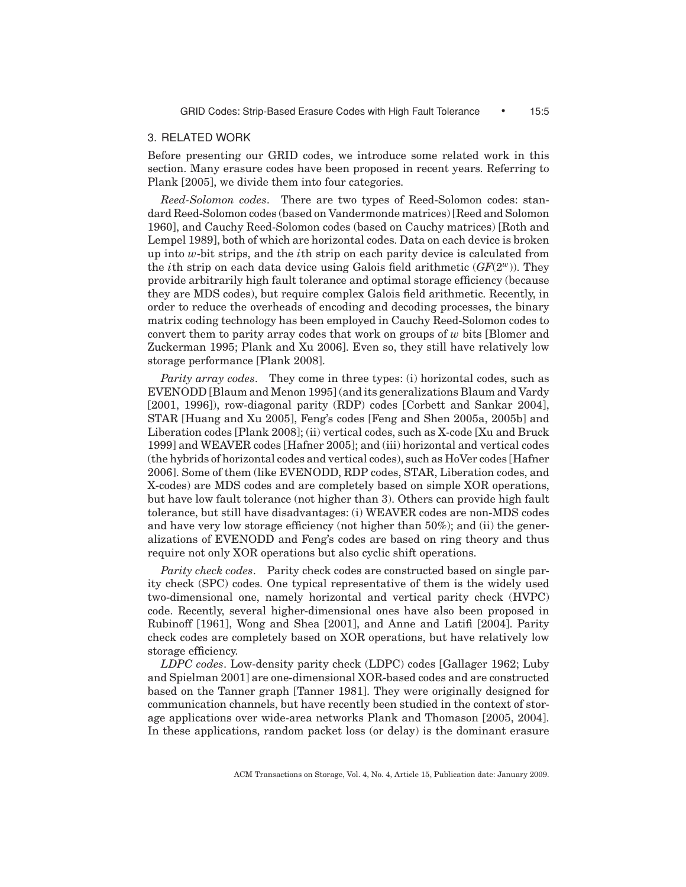## 3. RELATED WORK

Before presenting our GRID codes, we introduce some related work in this section. Many erasure codes have been proposed in recent years. Referring to Plank [2005], we divide them into four categories.

*Reed-Solomon codes*. There are two types of Reed-Solomon codes: standard Reed-Solomon codes (based on Vandermonde matrices) [Reed and Solomon 1960], and Cauchy Reed-Solomon codes (based on Cauchy matrices) [Roth and Lempel 1989], both of which are horizontal codes. Data on each device is broken up into $w$-bit strips, and the $i$th strip on each parity device is calculated from the $i$th strip on each data device using Galois field arithmetic ($GF(2^w)$). They provide arbitrarily high fault tolerance and optimal storage efficiency (because they are MDS codes), but require complex Galois field arithmetic. Recently, in order to reduce the overheads of encoding and decoding processes, the binary matrix coding technology has been employed in Cauchy Reed-Solomon codes to convert them to parity array codes that work on groups of $w$ bits [Blomer and Zuckerman 1995; Plank and Xu 2006]. Even so, they still have relatively low storage performance [Plank 2008].

*Parity array codes*. They come in three types: (i) horizontal codes, such as EVENODD [Blaum and Menon 1995] (and its generalizations Blaum and Vardy [2001, 1996]), row-diagonal parity (RDP) codes [Corbett and Sankar 2004], STAR [Huang and Xu 2005], Feng's codes [Feng and Shen 2005a, 2005b] and Liberation codes [Plank 2008]; (ii) vertical codes, such as X-code [Xu and Bruck 1999] and WEAVER codes [Hafner 2005]; and (iii) horizontal and vertical codes (the hybrids of horizontal codes and vertical codes), such as HoVer codes [Hafner 2006]. Some of them (like EVENODD, RDP codes, STAR, Liberation codes, and X-codes) are MDS codes and are completely based on simple XOR operations, but have low fault tolerance (not higher than 3). Others can provide high fault tolerance, but still have disadvantages: (i) WEAVER codes are non-MDS codes and have very low storage efficiency (not higher than 50%); and (ii) the generalizations of EVENODD and Feng's codes are based on ring theory and thus require not only XOR operations but also cyclic shift operations.

*Parity check codes*. Parity check codes are constructed based on single parity check (SPC) codes. One typical representative of them is the widely used two-dimensional one, namely horizontal and vertical parity check (HVPC) code. Recently, several higher-dimensional ones have also been proposed in Rubinoff [1961], Wong and Shea [2001], and Anne and Latifi [2004]. Parity check codes are completely based on XOR operations, but have relatively low storage efficiency.

*LDPC codes*. Low-density parity check (LDPC) codes [Gallager 1962; Luby and Spielman 2001] are one-dimensional XOR-based codes and are constructed based on the Tanner graph [Tanner 1981]. They were originally designed for communication channels, but have recently been studied in the context of storage applications over wide-area networks Plank and Thomason [2005, 2004]. In these applications, random packet loss (or delay) is the dominant erasure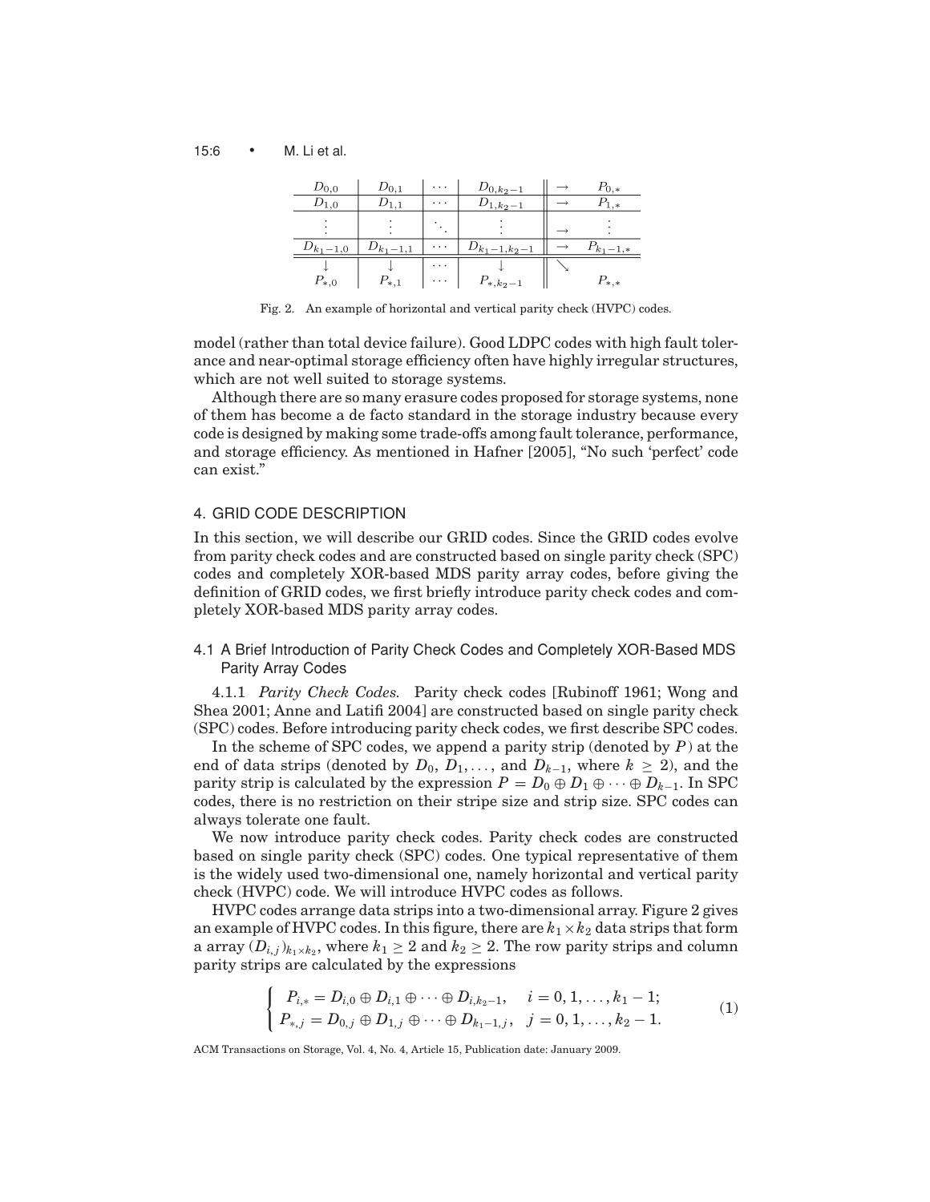| $D_{0,0}$ | $D_{0,1}$ | $\cdots$ | $D_{0,k_2-1}$ | $\rightarrow$ | $P_{0,*}$ |
|---|---|---|---|---|---|
| $D_{1,0}$ | $D_{1,1}$ | $\cdots$ | $D_{1,k_2-1}$ | $\rightarrow$ | $P_{1,*}$ |
| $\vdots$ | $\vdots$ | $\ddots$ | $\vdots$ | $\rightarrow$ | $\vdots$ |
| $D_{k_1-1,0}$ | $D_{k_1-1,1}$ | $\cdots$ | $D_{k_1-1,k_2-1}$ | $\rightarrow$ | $P_{k_1-1,*}$ |
| $\downarrow$ $P_{*,0}$ | $\downarrow$ $P_{*,1}$ | $\cdots$ | $\downarrow$ $P_{*,k_2-1}$ | $\searrow$ | $P_{*,*}$ |

Fig. 2. An example of horizontal and vertical parity check (HVPC) codes.

model (rather than total device failure). Good LDPC codes with high fault tolerance and near-optimal storage efficiency often have highly irregular structures, which are not well suited to storage systems.

Although there are so many erasure codes proposed for storage systems, none of them has become a de facto standard in the storage industry because every code is designed by making some trade-offs among fault tolerance, performance, and storage efficiency. As mentioned in Hafner [2005], "No such 'perfect' code can exist."

## 4. GRID CODE DESCRIPTION

In this section, we will describe our GRID codes. Since the GRID codes evolve from parity check codes and are constructed based on single parity check (SPC) codes and completely XOR-based MDS parity array codes, before giving the definition of GRID codes, we first briefly introduce parity check codes and completely XOR-based MDS parity array codes.

### 4.1 A Brief Introduction of Parity Check Codes and Completely XOR-Based MDS Parity Array Codes

4.1.1 *Parity Check Codes.* Parity check codes [Rubinoff 1961; Wong and Shea 2001; Anne and Latifi 2004] are constructed based on single parity check (SPC) codes. Before introducing parity check codes, we first describe SPC codes.

In the scheme of SPC codes, we append a parity strip (denoted by $P$) at the end of data strips (denoted by $D_0$, $D_1, \ldots,$ and $D_{k-1}$, where $k \geq 2$), and the parity strip is calculated by the expression $P = D_0 \oplus D_1 \oplus \cdots \oplus D_{k-1}$. In SPC codes, there is no restriction on their stripe size and strip size. SPC codes can always tolerate one fault.

We now introduce parity check codes. Parity check codes are constructed based on single parity check (SPC) codes. One typical representative of them is the widely used two-dimensional one, namely horizontal and vertical parity check (HVPC) code. We will introduce HVPC codes as follows.

HVPC codes arrange data strips into a two-dimensional array. Figure 2 gives an example of HVPC codes. In this figure, there are $k_1 \times k_2$ data strips that form a array $(D_{i,j})_{k_1 \times k_2}$, where $k_1 \geq 2$ and $k_2 \geq 2$. The row parity strips and column parity strips are calculated by the expressions

$$
\begin{cases}
P_{i,*} = D_{i,0} \oplus D_{i,1} \oplus \cdots \oplus D_{i,k_2-1}, & i = 0, 1, \ldots, k_1 - 1; \\
P_{*,j} = D_{0,j} \oplus D_{1,j} \oplus \cdots \oplus D_{k_1-1,j}, & j = 0, 1, \ldots, k_2 - 1.
\end{cases}
\tag{1}
$$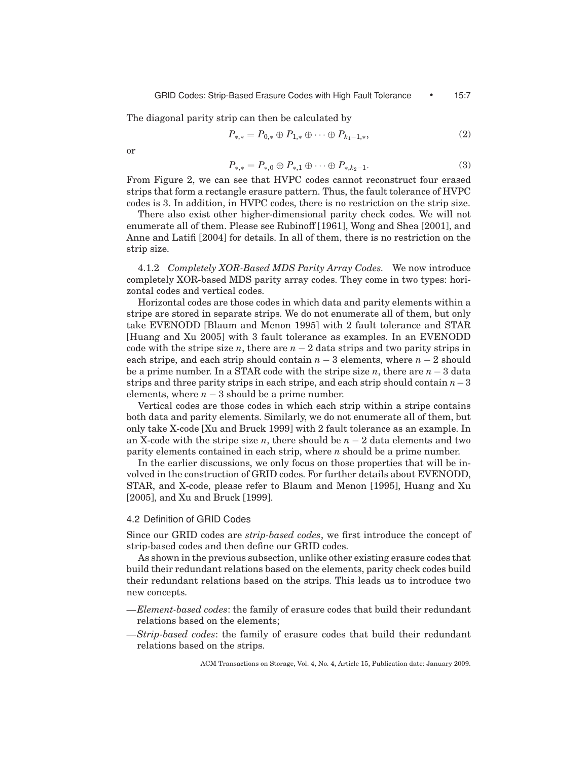The diagonal parity strip can then be calculated by

$$P_{*,*} = P_{0,*} \oplus P_{1,*} \oplus \cdots \oplus P_{k_1-1,*}, \tag{2}$$

or

$$P_{*,*} = P_{*,0} \oplus P_{*,1} \oplus \cdots \oplus P_{*,k_2-1}. \tag{3}$$

From Figure 2, we can see that HVPC codes cannot reconstruct four erased strips that form a rectangle erasure pattern. Thus, the fault tolerance of HVPC codes is 3. In addition, in HVPC codes, there is no restriction on the strip size.

There also exist other higher-dimensional parity check codes. We will not enumerate all of them. Please see Rubinoff [1961], Wong and Shea [2001], and Anne and Latifi [2004] for details. In all of them, there is no restriction on the strip size.

4.1.2 *Completely XOR-Based MDS Parity Array Codes.* We now introduce completely XOR-based MDS parity array codes. They come in two types: horizontal codes and vertical codes.

Horizontal codes are those codes in which data and parity elements within a stripe are stored in separate strips. We do not enumerate all of them, but only take EVENODD [Blaum and Menon 1995] with 2 fault tolerance and STAR [Huang and Xu 2005] with 3 fault tolerance as examples. In an EVENODD code with the stripe size $n$, there are $n-2$ data strips and two parity strips in each stripe, and each strip should contain $n-3$ elements, where $n-2$ should be a prime number. In a STAR code with the stripe size $n$, there are $n-3$ data strips and three parity strips in each stripe, and each strip should contain $n-3$ elements, where $n-3$ should be a prime number.

Vertical codes are those codes in which each strip within a stripe contains both data and parity elements. Similarly, we do not enumerate all of them, but only take X-code [Xu and Bruck 1999] with 2 fault tolerance as an example. In an X-code with the stripe size $n$, there should be $n-2$ data elements and two parity elements contained in each strip, where $n$ should be a prime number.

In the earlier discussions, we only focus on those properties that will be involved in the construction of GRID codes. For further details about EVENODD, STAR, and X-code, please refer to Blaum and Menon [1995], Huang and Xu [2005], and Xu and Bruck [1999].

### 4.2 Definition of GRID Codes

Since our GRID codes are *strip-based codes*, we first introduce the concept of strip-based codes and then define our GRID codes.

As shown in the previous subsection, unlike other existing erasure codes that build their redundant relations based on the elements, parity check codes build their redundant relations based on the strips. This leads us to introduce two new concepts.

—*Element-based codes*: the family of erasure codes that build their redundant relations based on the elements;

—*Strip-based codes*: the family of erasure codes that build their redundant relations based on the strips.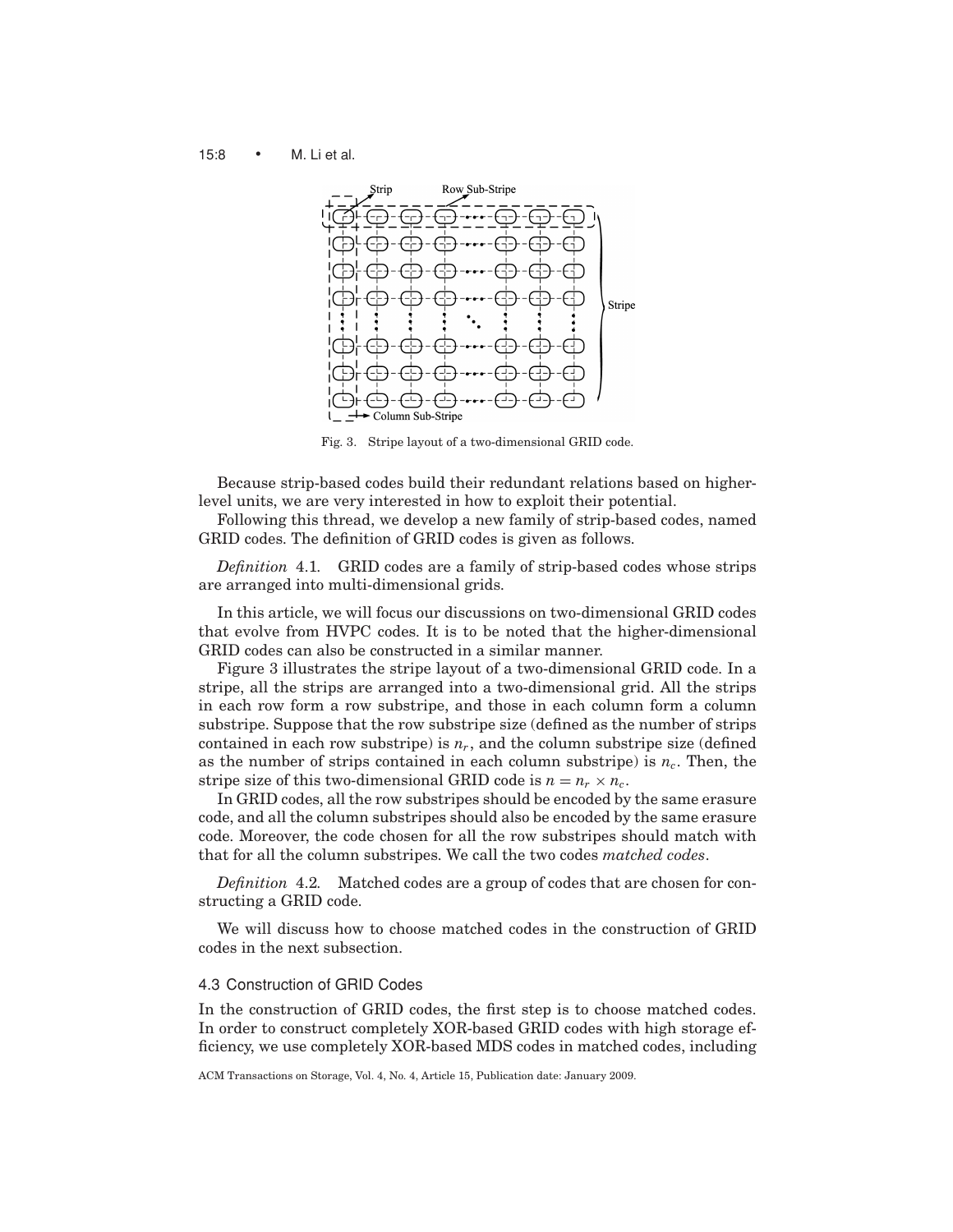Fig. 3. Stripe layout of a two-dimensional GRID code.

Because strip-based codes build their redundant relations based on higher-level units, we are very interested in how to exploit their potential.

Following this thread, we develop a new family of strip-based codes, named GRID codes. The definition of GRID codes is given as follows.

*Definition* 4.1. GRID codes are a family of strip-based codes whose strips are arranged into multi-dimensional grids.

In this article, we will focus our discussions on two-dimensional GRID codes that evolve from HVPC codes. It is to be noted that the higher-dimensional GRID codes can also be constructed in a similar manner.

Figure 3 illustrates the stripe layout of a two-dimensional GRID code. In a stripe, all the strips are arranged into a two-dimensional grid. All the strips in each row form a row substripe, and those in each column form a column substripe. Suppose that the row substripe size (defined as the number of strips contained in each row substripe) is $n_r$, and the column substripe size (defined as the number of strips contained in each column substripe) is $n_c$. Then, the stripe size of this two-dimensional GRID code is $n = n_r \times n_c$.

In GRID codes, all the row substripes should be encoded by the same erasure code, and all the column substripes should also be encoded by the same erasure code. Moreover, the code chosen for all the row substripes should match with that for all the column substripes. We call the two codes *matched codes*.

*Definition* 4.2. Matched codes are a group of codes that are chosen for constructing a GRID code.

We will discuss how to choose matched codes in the construction of GRID codes in the next subsection.

### 4.3 Construction of GRID Codes

In the construction of GRID codes, the first step is to choose matched codes. In order to construct completely XOR-based GRID codes with high storage efficiency, we use completely XOR-based MDS codes in matched codes, including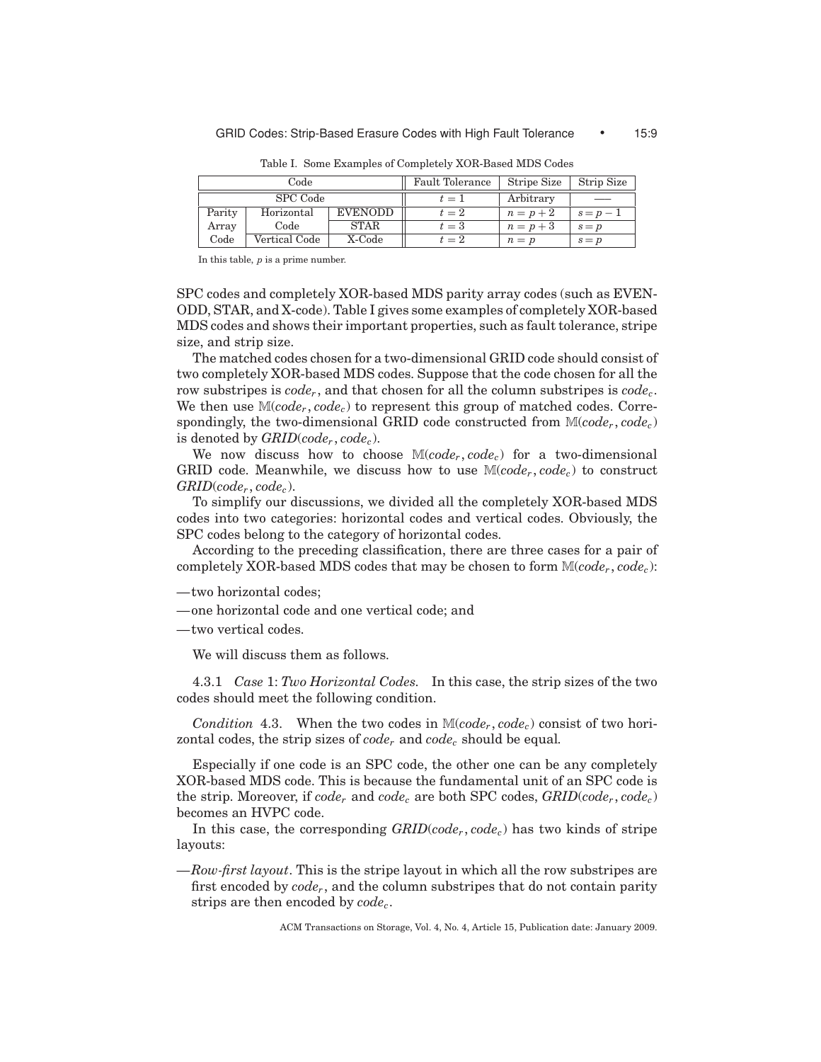Table I. Some Examples of Completely XOR-Based MDS Codes

| Code | | | Fault Tolerance | Stripe Size | Strip Size |
|---|---|---|---|---|---|
| SPC Code | | | $t = 1$ | Arbitrary | —— |
| Parity Array Code | Horizontal Code | EVENODD | $t = 2$ | $n = p + 2$ | $s = p - 1$ |
| | | STAR | $t = 3$ | $n = p + 3$ | $s = p$ |
| | Vertical Code | X-Code | $t = 2$ | $n = p$ | $s = p$ |

In this table, $p$ is a prime number.

SPC codes and completely XOR-based MDS parity array codes (such as EVENODD, STAR, and X-code). Table I gives some examples of completely XOR-based MDS codes and shows their important properties, such as fault tolerance, stripe size, and strip size.

The matched codes chosen for a two-dimensional GRID code should consist of two completely XOR-based MDS codes. Suppose that the code chosen for all the row substripes is $code_r$, and that chosen for all the column substripes is $code_c$. We then use $\mathbb{M}(code_r, code_c)$ to represent this group of matched codes. Correspondingly, the two-dimensional GRID code constructed from $\mathbb{M}(code_r, code_c)$ is denoted by $GRID(code_r, code_c)$.

We now discuss how to choose $\mathbb{M}(code_r, code_c)$ for a two-dimensional GRID code. Meanwhile, we discuss how to use $\mathbb{M}(code_r, code_c)$ to construct $GRID(code_r, code_c)$.

To simplify our discussions, we divided all the completely XOR-based MDS codes into two categories: horizontal codes and vertical codes. Obviously, the SPC codes belong to the category of horizontal codes.

According to the preceding classification, there are three cases for a pair of completely XOR-based MDS codes that may be chosen to form $\mathbb{M}(code_r, code_c)$:

—two horizontal codes;

—one horizontal code and one vertical code; and

—two vertical codes.

We will discuss them as follows.

4.3.1 *Case* 1: *Two Horizontal Codes.* In this case, the strip sizes of the two codes should meet the following condition.

*Condition* 4.3. When the two codes in $\mathbb{M}(code_r, code_c)$ consist of two horizontal codes, the strip sizes of $code_r$ and $code_c$ should be equal.

Especially if one code is an SPC code, the other one can be any completely XOR-based MDS code. This is because the fundamental unit of an SPC code is the strip. Moreover, if $code_r$ and $code_c$ are both SPC codes, $GRID(code_r, code_c)$ becomes an HVPC code.

In this case, the corresponding $GRID(code_r, code_c)$ has two kinds of stripe layouts:

—*Row-first layout*. This is the stripe layout in which all the row substripes are first encoded by $code_r$, and the column substripes that do not contain parity strips are then encoded by $code_c$.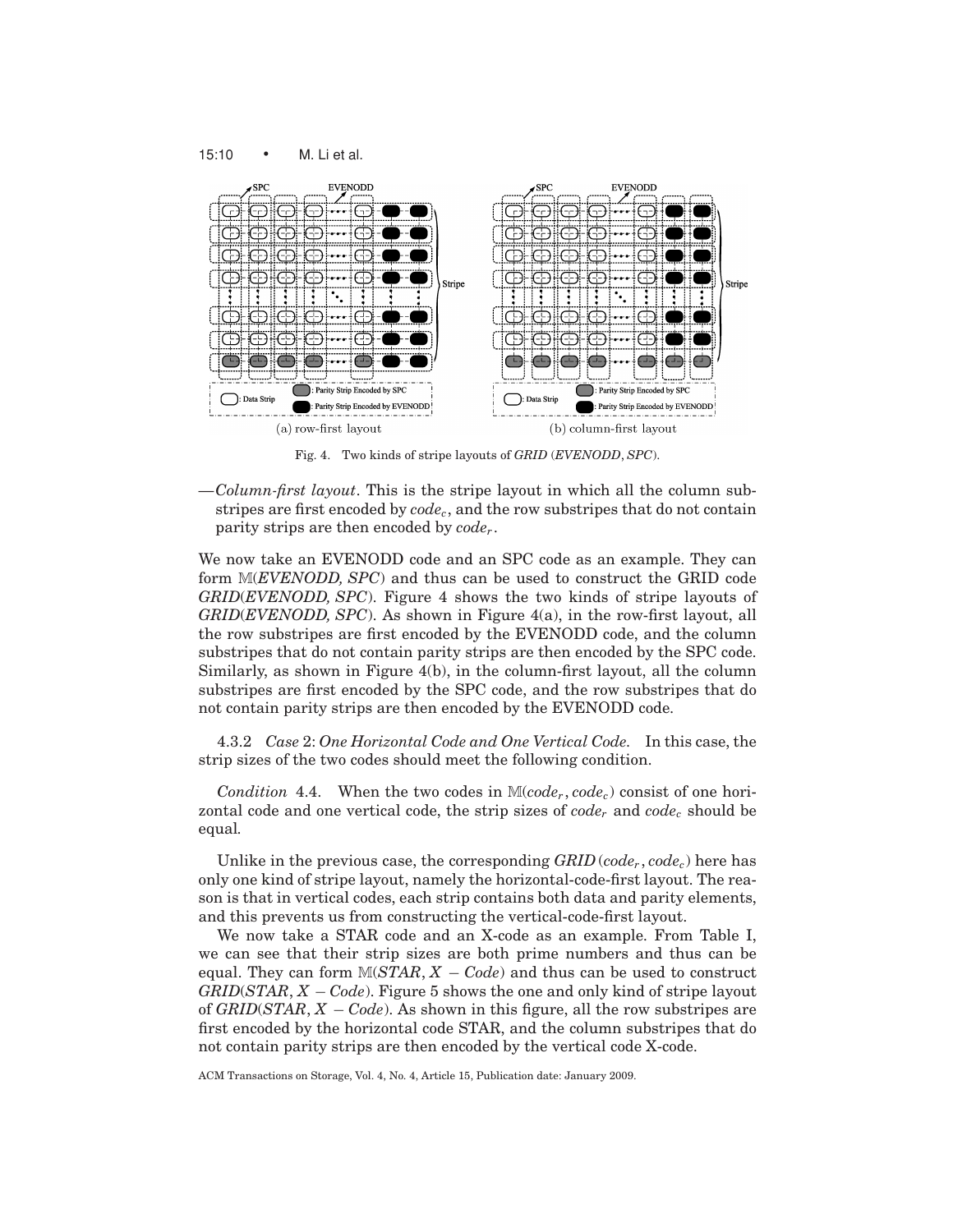Fig. 4. Two kinds of stripe layouts of *GRID* (*EVENODD*, *SPC*).

—*Column-first layout*. This is the stripe layout in which all the column substripes are first encoded by $code_c$, and the row substripes that do not contain parity strips are then encoded by $code_r$.

We now take an EVENODD code and an SPC code as an example. They can form $\mathbb{M}$(*EVENODD, SPC*) and thus can be used to construct the GRID code *GRID*(*EVENODD, SPC*). Figure 4 shows the two kinds of stripe layouts of *GRID*(*EVENODD, SPC*). As shown in Figure 4(a), in the row-first layout, all the row substripes are first encoded by the EVENODD code, and the column substripes that do not contain parity strips are then encoded by the SPC code. Similarly, as shown in Figure 4(b), in the column-first layout, all the column substripes are first encoded by the SPC code, and the row substripes that do not contain parity strips are then encoded by the EVENODD code.

4.3.2 *Case* 2: *One Horizontal Code and One Vertical Code.* In this case, the strip sizes of the two codes should meet the following condition.

*Condition* 4.4. When the two codes in $\mathbb{M}(code_r, code_c)$ consist of one horizontal code and one vertical code, the strip sizes of $code_r$ and $code_c$ should be equal.

Unlike in the previous case, the corresponding $GRID(code_r, code_c)$ here has only one kind of stripe layout, namely the horizontal-code-first layout. The reason is that in vertical codes, each strip contains both data and parity elements, and this prevents us from constructing the vertical-code-first layout.

We now take a STAR code and an X-code as an example. From Table I, we can see that their strip sizes are both prime numbers and thus can be equal. They can form $\mathbb{M}(STAR, X-Code)$ and thus can be used to construct $GRID(STAR, X-Code)$. Figure 5 shows the one and only kind of stripe layout of $GRID(STAR, X-Code)$. As shown in this figure, all the row substripes are first encoded by the horizontal code STAR, and the column substripes that do not contain parity strips are then encoded by the vertical code X-code.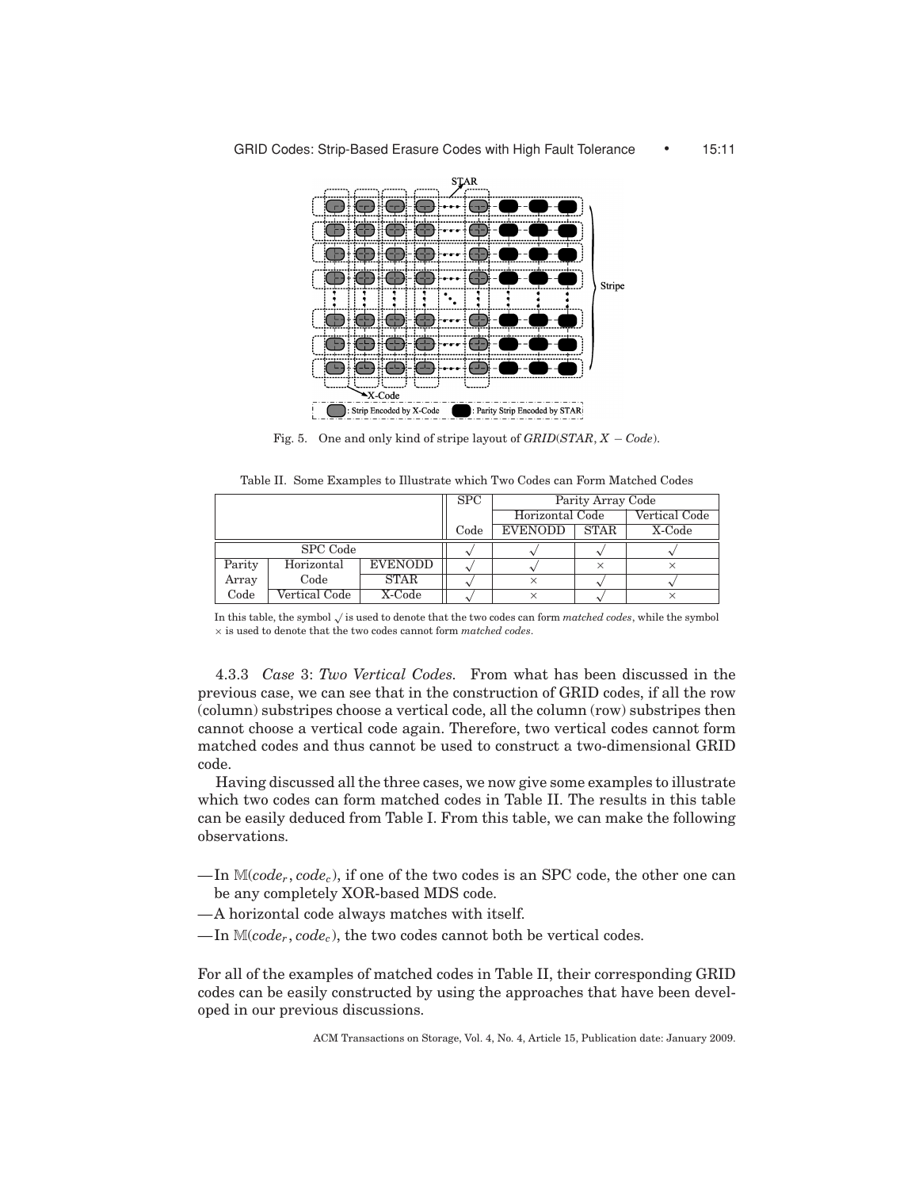Fig. 5. One and only kind of stripe layout of *GRID*(*STAR*, *X* − *Code*).

Table II. Some Examples to Illustrate which Two Codes can Form Matched Codes

| | | | SPC | Parity Array Code | | |
|---|---|---|---|---|---|---|
| | | | | Horizontal Code | | Vertical Code |
| | | | Code | EVENODD | STAR | X-Code |
| SPC Code | | | √ | √ | √ | √ |
| Parity | Horizontal | EVENODD | √ | √ | × | × |
| Array | Code | STAR | √ | × | √ | √ |
| Code | Vertical Code | X-Code | √ | × | √ | × |

In this table, the symbol √ is used to denote that the two codes can form *matched codes*, while the symbol × is used to denote that the two codes cannot form *matched codes*.

4.3.3 *Case* 3: *Two Vertical Codes.* From what has been discussed in the previous case, we can see that in the construction of GRID codes, if all the row (column) substripes choose a vertical code, all the column (row) substripes then cannot choose a vertical code again. Therefore, two vertical codes cannot form matched codes and thus cannot be used to construct a two-dimensional GRID code.

Having discussed all the three cases, we now give some examples to illustrate which two codes can form matched codes in Table II. The results in this table can be easily deduced from Table I. From this table, we can make the following observations.

- In $\mathbb{M}(code_r, code_c)$, if one of the two codes is an SPC code, the other one can be any completely XOR-based MDS code.
- A horizontal code always matches with itself.
- In $\mathbb{M}(code_r, code_c)$, the two codes cannot both be vertical codes.

For all of the examples of matched codes in Table II, their corresponding GRID codes can be easily constructed by using the approaches that have been developed in our previous discussions.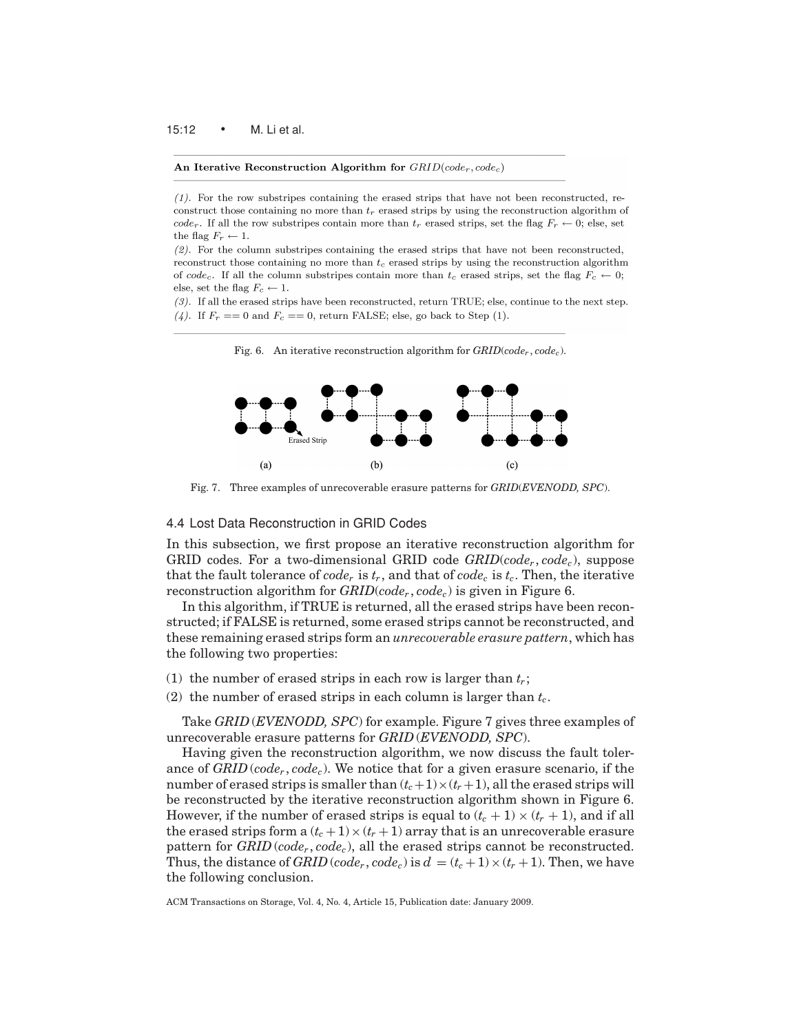**An Iterative Reconstruction Algorithm for** $GRID(code_r, code_c)$

*(1).* For the row substripes containing the erased strips that have not been reconstructed, reconstruct those containing no more than $t_r$ erased strips by using the reconstruction algorithm of $code_r$. If all the row substripes contain more than $t_r$ erased strips, set the flag $F_r \leftarrow 0$; else, set the flag $F_r \leftarrow 1$.

*(2).* For the column substripes containing the erased strips that have not been reconstructed, reconstruct those containing no more than $t_c$ erased strips by using the reconstruction algorithm of $code_c$. If all the column substripes contain more than $t_c$ erased strips, set the flag $F_c \leftarrow 0$; else, set the flag $F_c \leftarrow 1$.

*(3).* If all the erased strips have been reconstructed, return TRUE; else, continue to the next step.

*(4).* If $F_r == 0$ and $F_c == 0$, return FALSE; else, go back to Step (1).

Fig. 6. An iterative reconstruction algorithm for *GRID*($code_r$, $code_c$).

Erased Strip

(a) (b) (c)

Fig. 7. Three examples of unrecoverable erasure patterns for *GRID*(*EVENODD, SPC*).

### 4.4 Lost Data Reconstruction in GRID Codes

In this subsection, we first propose an iterative reconstruction algorithm for GRID codes. For a two-dimensional GRID code *GRID*($code_r$, $code_c$), suppose that the fault tolerance of $code_r$ is $t_r$, and that of $code_c$ is $t_c$. Then, the iterative reconstruction algorithm for *GRID*($code_r$, $code_c$) is given in Figure 6.

In this algorithm, if TRUE is returned, all the erased strips have been reconstructed; if FALSE is returned, some erased strips cannot be reconstructed, and these remaining erased strips form an *unrecoverable erasure pattern*, which has the following two properties:

(1) the number of erased strips in each row is larger than $t_r$;

(2) the number of erased strips in each column is larger than $t_c$.

Take *GRID* (*EVENODD, SPC*) for example. Figure 7 gives three examples of unrecoverable erasure patterns for *GRID* (*EVENODD, SPC*).

Having given the reconstruction algorithm, we now discuss the fault tolerance of *GRID* ($code_r$, $code_c$). We notice that for a given erasure scenario, if the number of erased strips is smaller than $(t_c+1)\times(t_r+1)$, all the erased strips will be reconstructed by the iterative reconstruction algorithm shown in Figure 6. However, if the number of erased strips is equal to $(t_c + 1) \times (t_r + 1)$, and if all the erased strips form a $(t_c + 1) \times (t_r + 1)$ array that is an unrecoverable erasure pattern for *GRID* ($code_r$, $code_c$), all the erased strips cannot be reconstructed. Thus, the distance of *GRID* ($code_r$, $code_c$) is $d = (t_c+1)\times(t_r+1)$. Then, we have the following conclusion.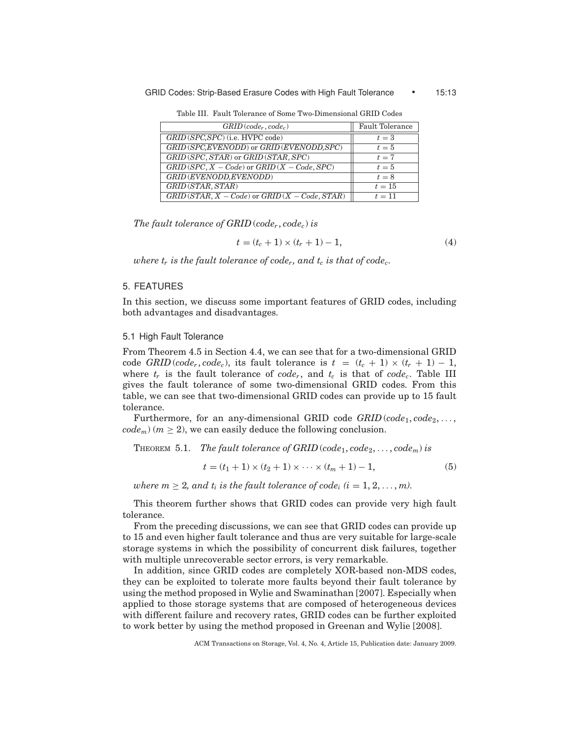Table III. Fault Tolerance of Some Two-Dimensional GRID Codes

| $GRID(code_r, code_c)$ | Fault Tolerance |
|---|---|
| $GRID(SPC,SPC)$ (i.e. HVPC code) | $t = 3$ |
| $GRID(SPC,EVENODD)$ or $GRID(EVENODD,SPC)$ | $t = 5$ |
| $GRID(SPC, STAR)$ or $GRID(STAR, SPC)$ | $t = 7$ |
| $GRID(SPC, X-Code)$ or $GRID(X-Code, SPC)$ | $t = 5$ |
| $GRID(EVENODD,EVENODD)$ | $t = 8$ |
| $GRID(STAR, STAR)$ | $t = 15$ |
| $GRID(STAR, X-Code)$ or $GRID(X-Code, STAR)$ | $t = 11$ |

*The fault tolerance of $GRID(code_r, code_c)$ is*

$$t = (t_c + 1) \times (t_r + 1) - 1, \tag{4}$$

*where $t_r$ is the fault tolerance of $code_r$, and $t_c$ is that of $code_c$.*

## 5. FEATURES

In this section, we discuss some important features of GRID codes, including both advantages and disadvantages.

### 5.1 High Fault Tolerance

From Theorem 4.5 in Section 4.4, we can see that for a two-dimensional GRID code $GRID(code_r, code_c)$, its fault tolerance is $t = (t_c + 1) \times (t_r + 1) - 1$, where $t_r$ is the fault tolerance of $code_r$, and $t_c$ is that of $code_c$. Table III gives the fault tolerance of some two-dimensional GRID codes. From this table, we can see that two-dimensional GRID codes can provide up to 15 fault tolerance.

Furthermore, for an any-dimensional GRID code $GRID(code_1, code_2, \ldots, code_m)$ $(m \geq 2)$, we can easily deduce the following conclusion.

THEOREM 5.1. *The fault tolerance of $GRID(code_1, code_2, \ldots, code_m)$ is*

$$t = (t_1 + 1) \times (t_2 + 1) \times \cdots \times (t_m + 1) - 1, \tag{5}$$

*where $m \geq 2$, and $t_i$ is the fault tolerance of $code_i$ $(i = 1, 2, \ldots, m)$.*

This theorem further shows that GRID codes can provide very high fault tolerance.

From the preceding discussions, we can see that GRID codes can provide up to 15 and even higher fault tolerance and thus are very suitable for large-scale storage systems in which the possibility of concurrent disk failures, together with multiple unrecoverable sector errors, is very remarkable.

In addition, since GRID codes are completely XOR-based non-MDS codes, they can be exploited to tolerate more faults beyond their fault tolerance by using the method proposed in Wylie and Swaminathan [2007]. Especially when applied to those storage systems that are composed of heterogeneous devices with different failure and recovery rates, GRID codes can be further exploited to work better by using the method proposed in Greenan and Wylie [2008].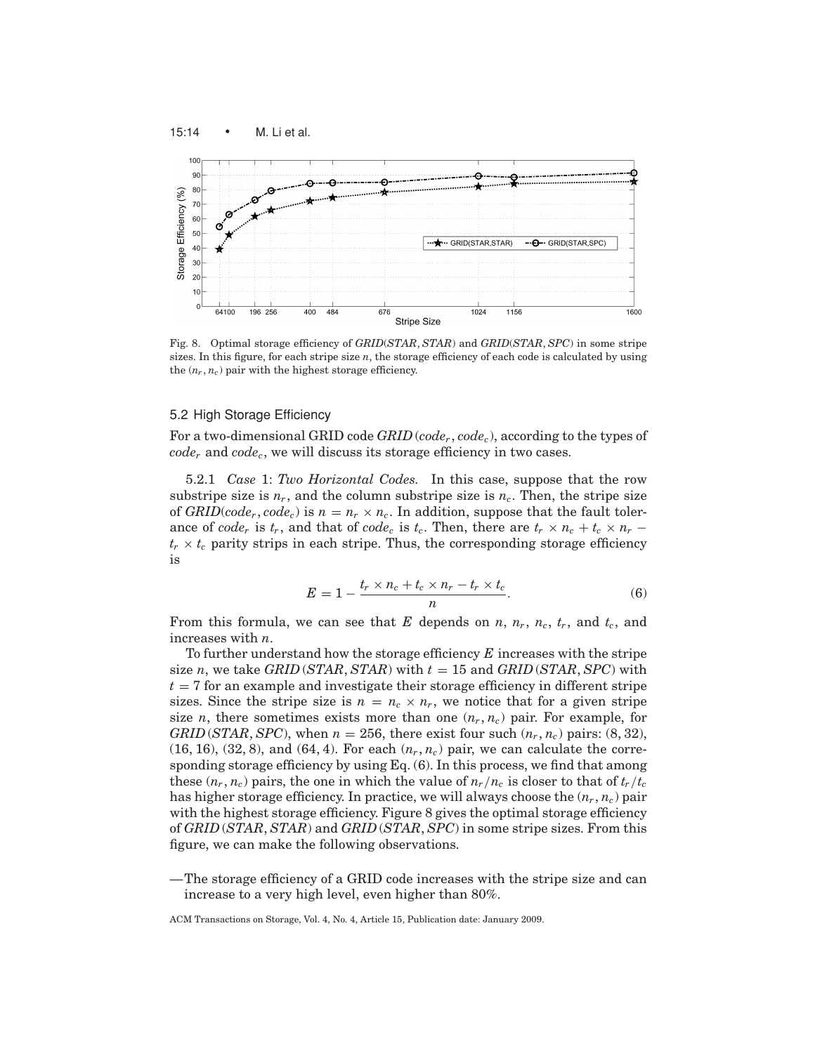Fig. 8. Optimal storage efficiency of *GRID*(*STAR*, *STAR*) and *GRID*(*STAR*, *SPC*) in some stripe sizes. In this figure, for each stripe size $n$, the storage efficiency of each code is calculated by using the $(n_r, n_c)$ pair with the highest storage efficiency.

## 5.2 High Storage Efficiency

For a two-dimensional GRID code *GRID* ($code_r$, $code_c$), according to the types of $code_r$ and $code_c$, we will discuss its storage efficiency in two cases.

5.2.1 *Case* 1: *Two Horizontal Codes.* In this case, suppose that the row substripe size is $n_r$, and the column substripe size is $n_c$. Then, the stripe size of *GRID*($code_r$, $code_c$) is $n = n_r \times n_c$. In addition, suppose that the fault tolerance of $code_r$ is $t_r$, and that of $code_c$ is $t_c$. Then, there are $t_r \times n_c + t_c \times n_r - t_r \times t_c$ parity strips in each stripe. Thus, the corresponding storage efficiency is

$$E = 1 - \frac{t_r \times n_c + t_c \times n_r - t_r \times t_c}{n}. \tag{6}$$

From this formula, we can see that $E$ depends on $n$, $n_r$, $n_c$, $t_r$, and $t_c$, and increases with $n$.

To further understand how the storage efficiency $E$ increases with the stripe size $n$, we take *GRID* (*STAR*, *STAR*) with $t = 15$ and *GRID* (*STAR*, *SPC*) with $t = 7$ for an example and investigate their storage efficiency in different stripe sizes. Since the stripe size is $n = n_c \times n_r$, we notice that for a given stripe size $n$, there sometimes exists more than one $(n_r, n_c)$ pair. For example, for *GRID* (*STAR*, *SPC*), when $n = 256$, there exist four such $(n_r, n_c)$ pairs: (8, 32), (16, 16), (32, 8), and (64, 4). For each $(n_r, n_c)$ pair, we can calculate the corresponding storage efficiency by using Eq. (6). In this process, we find that among these $(n_r, n_c)$ pairs, the one in which the value of $n_r/n_c$ is closer to that of $t_r/t_c$ has higher storage efficiency. In practice, we will always choose the $(n_r, n_c)$ pair with the highest storage efficiency. Figure 8 gives the optimal storage efficiency of *GRID* (*STAR*, *STAR*) and *GRID* (*STAR*, *SPC*) in some stripe sizes. From this figure, we can make the following observations.

— The storage efficiency of a GRID code increases with the stripe size and can increase to a very high level, even higher than 80%.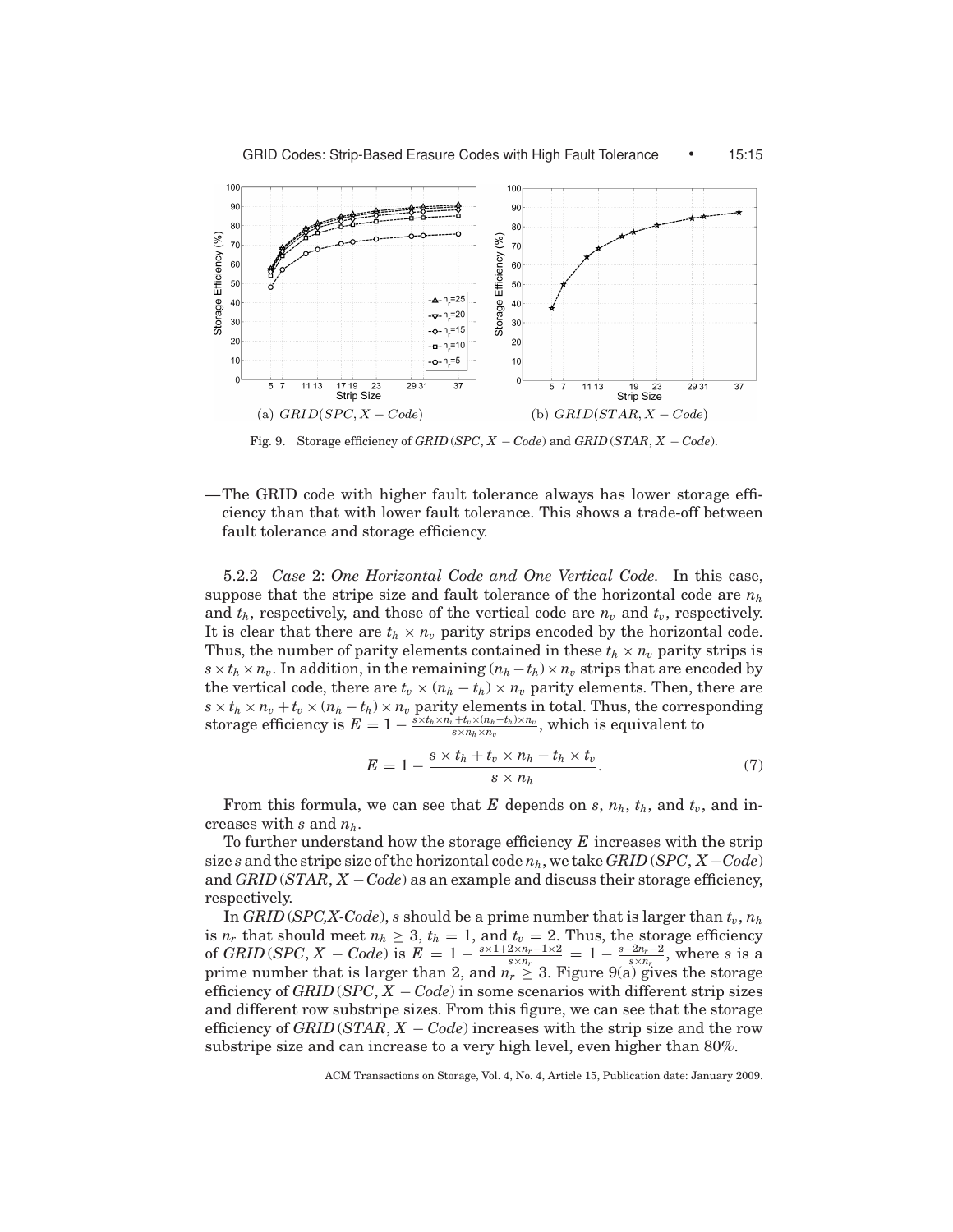(a) $GRID(SPC, X - Code)$

(b) $GRID(STAR, X - Code)$

Fig. 9. Storage efficiency of $GRID(SPC, X - Code)$ and $GRID(STAR, X - Code)$.

—The GRID code with higher fault tolerance always has lower storage efficiency than that with lower fault tolerance. This shows a trade-off between fault tolerance and storage efficiency.

5.2.2 *Case 2*: *One Horizontal Code and One Vertical Code.* In this case, suppose that the stripe size and fault tolerance of the horizontal code are $n_h$ and $t_h$, respectively, and those of the vertical code are $n_v$ and $t_v$, respectively. It is clear that there are $t_h \times n_v$ parity strips encoded by the horizontal code. Thus, the number of parity elements contained in these $t_h \times n_v$ parity strips is $s \times t_h \times n_v$. In addition, in the remaining $(n_h - t_h) \times n_v$ strips that are encoded by the vertical code, there are $t_v \times (n_h - t_h) \times n_v$ parity elements. Then, there are $s \times t_h \times n_v + t_v \times (n_h - t_h) \times n_v$ parity elements in total. Thus, the corresponding storage efficiency is $E = 1 - \frac{s \times t_h \times n_v + t_v \times (n_h - t_h) \times n_v}{s \times n_h \times n_v}$, which is equivalent to

$$E = 1 - \frac{s \times t_h + t_v \times n_h - t_h \times t_v}{s \times n_h}. \tag{7}$$

From this formula, we can see that $E$ depends on $s$, $n_h$, $t_h$, and $t_v$, and increases with $s$ and $n_h$.

To further understand how the storage efficiency $E$ increases with the strip size $s$ and the stripe size of the horizontal code $n_h$, we take $GRID(SPC, X - Code)$ and $GRID(STAR, X - Code)$ as an example and discuss their storage efficiency, respectively.

In $GRID(SPC, X\text{-}Code)$, $s$ should be a prime number that is larger than $t_v$, $n_h$ is $n_r$ that should meet $n_h \geq 3$, $t_h = 1$, and $t_v = 2$. Thus, the storage efficiency of $GRID(SPC, X - Code)$ is $E = 1 - \frac{s \times 1 + 2 \times n_r - 1 \times 2}{s \times n_r} = 1 - \frac{s + 2n_r - 2}{s \times n_r}$, where $s$ is a prime number that is larger than 2, and $n_r \geq 3$. Figure 9(a) gives the storage efficiency of $GRID(SPC, X - Code)$ in some scenarios with different strip sizes and different row substripe sizes. From this figure, we can see that the storage efficiency of $GRID(STAR, X - Code)$ increases with the strip size and the row substripe size and can increase to a very high level, even higher than 80%.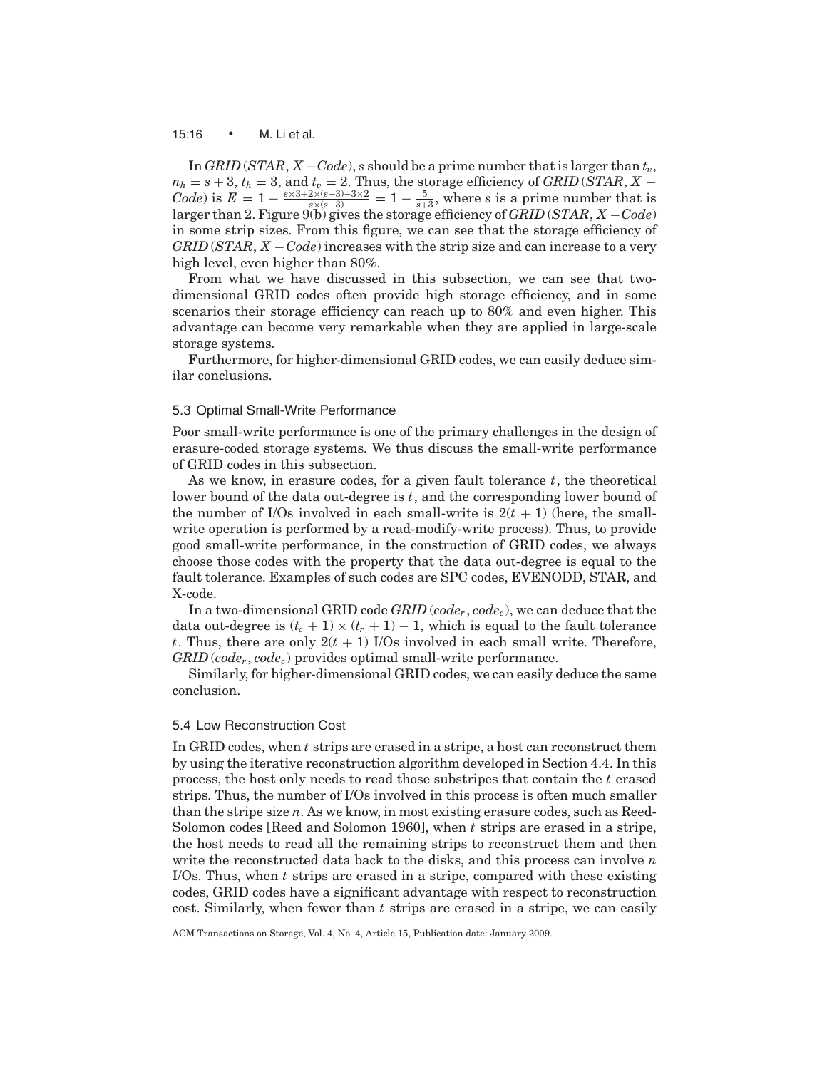In *GRID* (*STAR*, *X* −*Code*), $s$ should be a prime number that is larger than $t_v$, $n_h = s + 3$, $t_h = 3$, and $t_v = 2$. Thus, the storage efficiency of *GRID* (*STAR*, *X* − *Code*) is $E = 1 - \frac{s\times 3+2\times(s+3)-3\times 2}{s\times(s+3)} = 1 - \frac{5}{s+3}$, where $s$ is a prime number that is larger than 2. Figure 9(b) gives the storage efficiency of *GRID* (*STAR*, *X* −*Code*) in some strip sizes. From this figure, we can see that the storage efficiency of *GRID* (*STAR*, *X* −*Code*) increases with the strip size and can increase to a very high level, even higher than 80%.

From what we have discussed in this subsection, we can see that two-dimensional GRID codes often provide high storage efficiency, and in some scenarios their storage efficiency can reach up to 80% and even higher. This advantage can become very remarkable when they are applied in large-scale storage systems.

Furthermore, for higher-dimensional GRID codes, we can easily deduce similar conclusions.

### 5.3 Optimal Small-Write Performance

Poor small-write performance is one of the primary challenges in the design of erasure-coded storage systems. We thus discuss the small-write performance of GRID codes in this subsection.

As we know, in erasure codes, for a given fault tolerance $t$, the theoretical lower bound of the data out-degree is $t$, and the corresponding lower bound of the number of I/Os involved in each small-write is $2(t + 1)$ (here, the small-write operation is performed by a read-modify-write process). Thus, to provide good small-write performance, in the construction of GRID codes, we always choose those codes with the property that the data out-degree is equal to the fault tolerance. Examples of such codes are SPC codes, EVENODD, STAR, and X-code.

In a two-dimensional GRID code *GRID* ($code_r$, $code_c$), we can deduce that the data out-degree is $(t_c + 1) \times (t_r + 1) - 1$, which is equal to the fault tolerance $t$. Thus, there are only $2(t + 1)$ I/Os involved in each small write. Therefore, *GRID* ($code_r$, $code_c$) provides optimal small-write performance.

Similarly, for higher-dimensional GRID codes, we can easily deduce the same conclusion.

### 5.4 Low Reconstruction Cost

In GRID codes, when $t$ strips are erased in a stripe, a host can reconstruct them by using the iterative reconstruction algorithm developed in Section 4.4. In this process, the host only needs to read those substripes that contain the $t$ erased strips. Thus, the number of I/Os involved in this process is often much smaller than the stripe size $n$. As we know, in most existing erasure codes, such as Reed-Solomon codes [Reed and Solomon 1960], when $t$ strips are erased in a stripe, the host needs to read all the remaining strips to reconstruct them and then write the reconstructed data back to the disks, and this process can involve $n$ I/Os. Thus, when $t$ strips are erased in a stripe, compared with these existing codes, GRID codes have a significant advantage with respect to reconstruction cost. Similarly, when fewer than $t$ strips are erased in a stripe, we can easily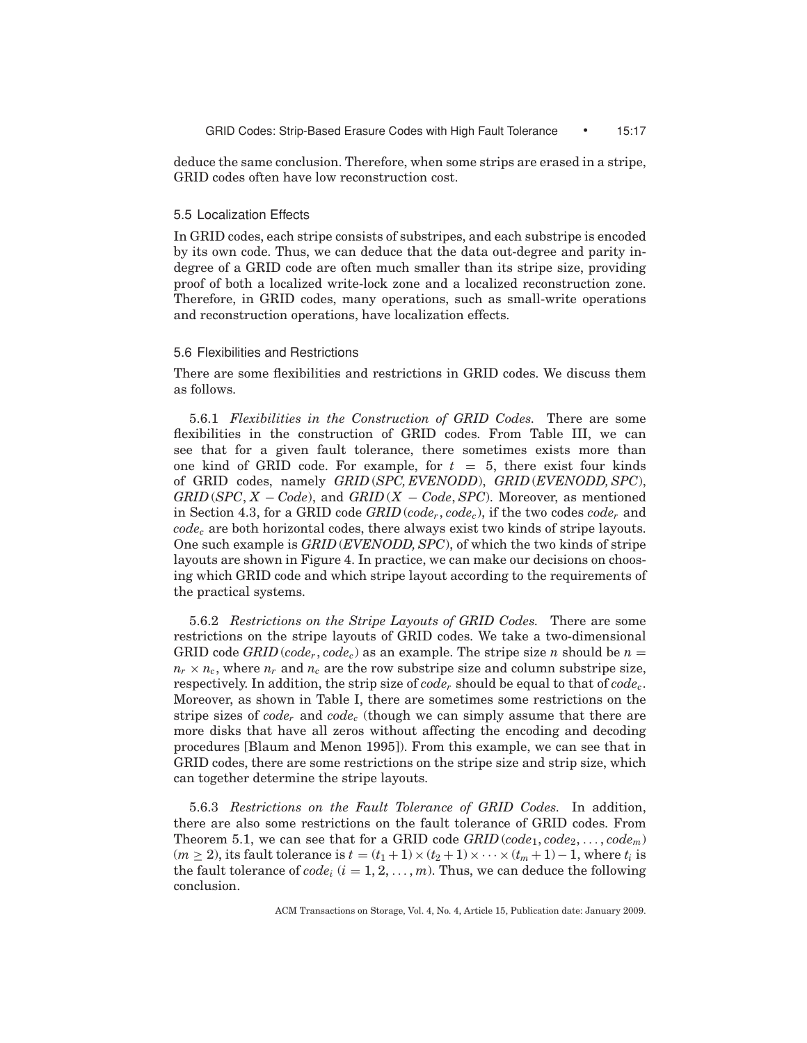deduce the same conclusion. Therefore, when some strips are erased in a stripe, GRID codes often have low reconstruction cost.

### 5.5 Localization Effects

In GRID codes, each stripe consists of substripes, and each substripe is encoded by its own code. Thus, we can deduce that the data out-degree and parity in-degree of a GRID code are often much smaller than its stripe size, providing proof of both a localized write-lock zone and a localized reconstruction zone. Therefore, in GRID codes, many operations, such as small-write operations and reconstruction operations, have localization effects.

### 5.6 Flexibilities and Restrictions

There are some flexibilities and restrictions in GRID codes. We discuss them as follows.

5.6.1 *Flexibilities in the Construction of GRID Codes.* There are some flexibilities in the construction of GRID codes. From Table III, we can see that for a given fault tolerance, there sometimes exists more than one kind of GRID code. For example, for $t = 5$, there exist four kinds of GRID codes, namely $GRID(SPC, EVENODD)$, $GRID(EVENODD, SPC)$, $GRID(SPC, X-Code)$, and $GRID(X-Code, SPC)$. Moreover, as mentioned in Section 4.3, for a GRID code $GRID(code_r, code_c)$, if the two codes $code_r$ and $code_c$ are both horizontal codes, there always exist two kinds of stripe layouts. One such example is $GRID(EVENODD, SPC)$, of which the two kinds of stripe layouts are shown in Figure 4. In practice, we can make our decisions on choosing which GRID code and which stripe layout according to the requirements of the practical systems.

5.6.2 *Restrictions on the Stripe Layouts of GRID Codes.* There are some restrictions on the stripe layouts of GRID codes. We take a two-dimensional GRID code $GRID(code_r, code_c)$ as an example. The stripe size $n$ should be $n = n_r \times n_c$, where $n_r$ and $n_c$ are the row substripe size and column substripe size, respectively. In addition, the strip size of $code_r$ should be equal to that of $code_c$. Moreover, as shown in Table I, there are sometimes some restrictions on the stripe sizes of $code_r$ and $code_c$ (though we can simply assume that there are more disks that have all zeros without affecting the encoding and decoding procedures [Blaum and Menon 1995]). From this example, we can see that in GRID codes, there are some restrictions on the stripe size and strip size, which can together determine the stripe layouts.

5.6.3 *Restrictions on the Fault Tolerance of GRID Codes.* In addition, there are also some restrictions on the fault tolerance of GRID codes. From Theorem 5.1, we can see that for a GRID code $GRID(code_1, code_2, \ldots, code_m)$ ($m \geq 2$), its fault tolerance is $t = (t_1+1) \times (t_2+1) \times \cdots \times (t_m+1) - 1$, where $t_i$ is the fault tolerance of $code_i$ ($i = 1, 2, \ldots, m$). Thus, we can deduce the following conclusion.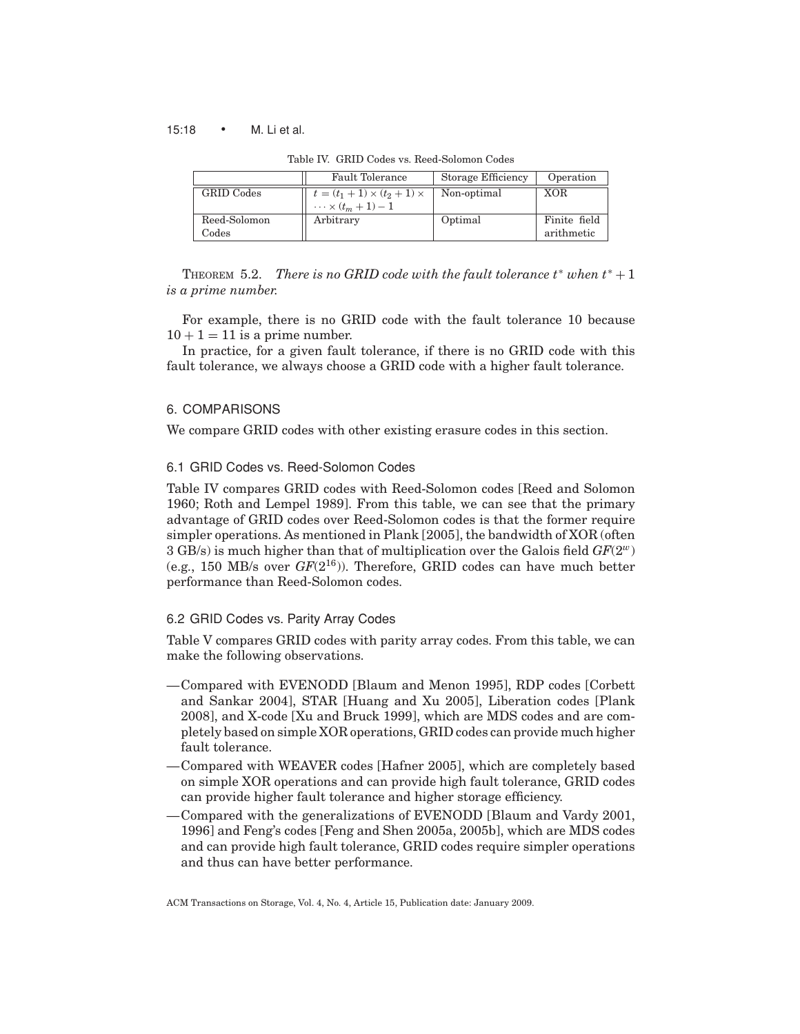Table IV. GRID Codes vs. Reed-Solomon Codes

| | Fault Tolerance | Storage Efficiency | Operation |
|---|---|---|---|
| GRID Codes | $t = (t_1 + 1) \times (t_2 + 1) \times \cdots \times (t_m + 1) - 1$ | Non-optimal | XOR |
| Reed-Solomon Codes | Arbitrary | Optimal | Finite field arithmetic |

THEOREM 5.2. *There is no GRID code with the fault tolerance $t^*$ when $t^* + 1$ is a prime number.*

For example, there is no GRID code with the fault tolerance 10 because $10 + 1 = 11$ is a prime number.

In practice, for a given fault tolerance, if there is no GRID code with this fault tolerance, we always choose a GRID code with a higher fault tolerance.

## 6. COMPARISONS

We compare GRID codes with other existing erasure codes in this section.

### 6.1 GRID Codes vs. Reed-Solomon Codes

Table IV compares GRID codes with Reed-Solomon codes [Reed and Solomon 1960; Roth and Lempel 1989]. From this table, we can see that the primary advantage of GRID codes over Reed-Solomon codes is that the former require simpler operations. As mentioned in Plank [2005], the bandwidth of XOR (often 3 GB/s) is much higher than that of multiplication over the Galois field $GF(2^w)$ (e.g., 150 MB/s over $GF(2^{16})$). Therefore, GRID codes can have much better performance than Reed-Solomon codes.

### 6.2 GRID Codes vs. Parity Array Codes

Table V compares GRID codes with parity array codes. From this table, we can make the following observations.

- Compared with EVENODD [Blaum and Menon 1995], RDP codes [Corbett and Sankar 2004], STAR [Huang and Xu 2005], Liberation codes [Plank 2008], and X-code [Xu and Bruck 1999], which are MDS codes and are completely based on simple XOR operations, GRID codes can provide much higher fault tolerance.
- Compared with WEAVER codes [Hafner 2005], which are completely based on simple XOR operations and can provide high fault tolerance, GRID codes can provide higher fault tolerance and higher storage efficiency.
- Compared with the generalizations of EVENODD [Blaum and Vardy 2001, 1996] and Feng's codes [Feng and Shen 2005a, 2005b], which are MDS codes and can provide high fault tolerance, GRID codes require simpler operations and thus can have better performance.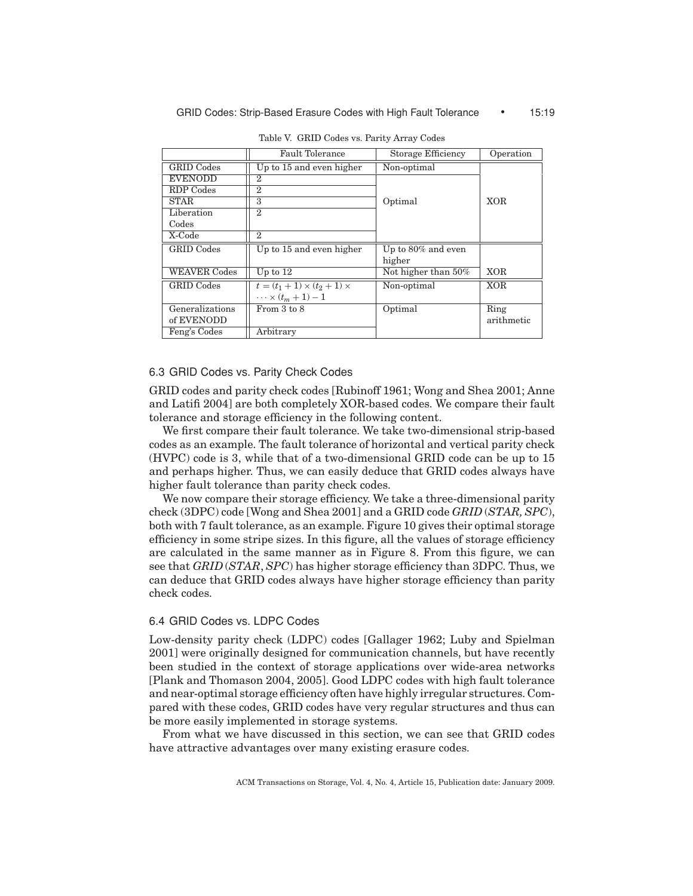Table V. GRID Codes vs. Parity Array Codes

| | Fault Tolerance | Storage Efficiency | Operation |
|---|---|---|---|
| GRID Codes | Up to 15 and even higher | Non-optimal | XOR |
| EVENODD | 2 | Optimal | XOR |
| RDP Codes | 2 | Optimal | XOR |
| STAR | 3 | Optimal | XOR |
| Liberation Codes | 2 | Optimal | XOR |
| X-Code | 2 | Optimal | XOR |
| GRID Codes | Up to 15 and even higher | Up to 80% and even higher | XOR |
| WEAVER Codes | Up to 12 | Not higher than 50% | XOR |
| GRID Codes | $t = (t_1 + 1) \times (t_2 + 1) \times \cdots \times (t_m + 1) - 1$ | Non-optimal | XOR |
| Generalizations of EVENODD | From 3 to 8 | Optimal | Ring arithmetic |
| Feng's Codes | Arbitrary | Optimal | Ring arithmetic |

### 6.3 GRID Codes vs. Parity Check Codes

GRID codes and parity check codes [Rubinoff 1961; Wong and Shea 2001; Anne and Latifi 2004] are both completely XOR-based codes. We compare their fault tolerance and storage efficiency in the following content.

We first compare their fault tolerance. We take two-dimensional strip-based codes as an example. The fault tolerance of horizontal and vertical parity check (HVPC) code is 3, while that of a two-dimensional GRID code can be up to 15 and perhaps higher. Thus, we can easily deduce that GRID codes always have higher fault tolerance than parity check codes.

We now compare their storage efficiency. We take a three-dimensional parity check (3DPC) code [Wong and Shea 2001] and a GRID code *GRID* (*STAR, SPC*), both with 7 fault tolerance, as an example. Figure 10 gives their optimal storage efficiency in some stripe sizes. In this figure, all the values of storage efficiency are calculated in the same manner as in Figure 8. From this figure, we can see that *GRID* (*STAR*, *SPC*) has higher storage efficiency than 3DPC. Thus, we can deduce that GRID codes always have higher storage efficiency than parity check codes.

### 6.4 GRID Codes vs. LDPC Codes

Low-density parity check (LDPC) codes [Gallager 1962; Luby and Spielman 2001] were originally designed for communication channels, but have recently been studied in the context of storage applications over wide-area networks [Plank and Thomason 2004, 2005]. Good LDPC codes with high fault tolerance and near-optimal storage efficiency often have highly irregular structures. Compared with these codes, GRID codes have very regular structures and thus can be more easily implemented in storage systems.

From what we have discussed in this section, we can see that GRID codes have attractive advantages over many existing erasure codes.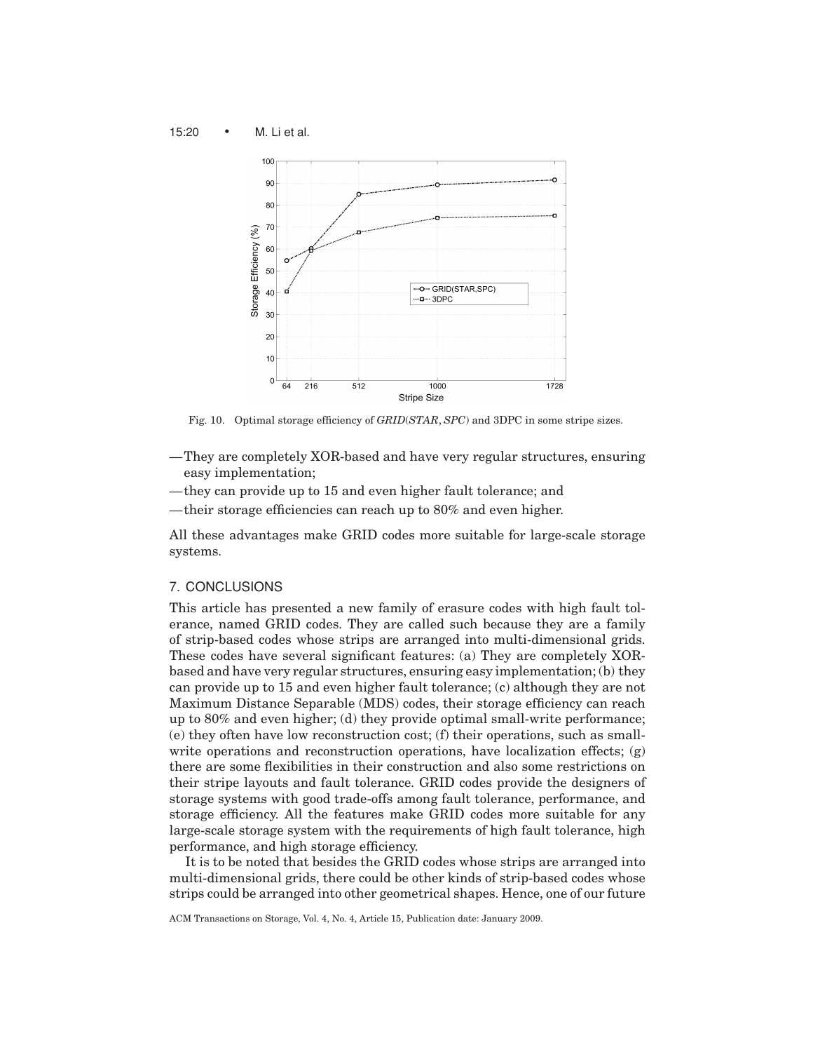Fig. 10. Optimal storage efficiency of *GRID*(*STAR*, *SPC*) and 3DPC in some stripe sizes.

- They are completely XOR-based and have very regular structures, ensuring easy implementation;
- they can provide up to 15 and even higher fault tolerance; and
- their storage efficiencies can reach up to 80% and even higher.

All these advantages make GRID codes more suitable for large-scale storage systems.

## 7. CONCLUSIONS

This article has presented a new family of erasure codes with high fault tolerance, named GRID codes. They are called such because they are a family of strip-based codes whose strips are arranged into multi-dimensional grids. These codes have several significant features: (a) They are completely XOR-based and have very regular structures, ensuring easy implementation; (b) they can provide up to 15 and even higher fault tolerance; (c) although they are not Maximum Distance Separable (MDS) codes, their storage efficiency can reach up to 80% and even higher; (d) they provide optimal small-write performance; (e) they often have low reconstruction cost; (f) their operations, such as small-write operations and reconstruction operations, have localization effects; (g) there are some flexibilities in their construction and also some restrictions on their stripe layouts and fault tolerance. GRID codes provide the designers of storage systems with good trade-offs among fault tolerance, performance, and storage efficiency. All the features make GRID codes more suitable for any large-scale storage system with the requirements of high fault tolerance, high performance, and high storage efficiency.

It is to be noted that besides the GRID codes whose strips are arranged into multi-dimensional grids, there could be other kinds of strip-based codes whose strips could be arranged into other geometrical shapes. Hence, one of our future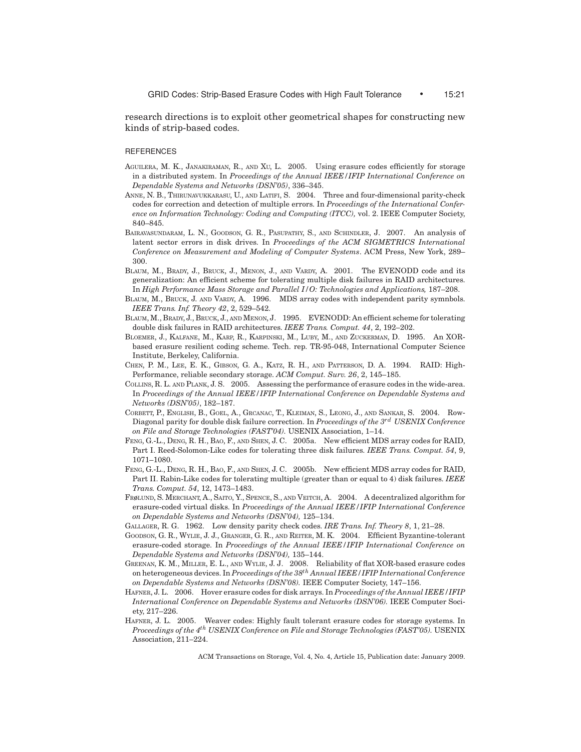research directions is to exploit other geometrical shapes for constructing new kinds of strip-based codes.

## REFERENCES

Aguilera, M. K., Janakiraman, R., and Xu, L. 2005. Using erasure codes efficiently for storage in a distributed system. In *Proceedings of the Annual IEEE/IFIP International Conference on Dependable Systems and Networks (DSN'05)*, 336–345.

Anne, N. B., Thirunavukkarasu, U., and Latifi, S. 2004. Three and four-dimensional parity-check codes for correction and detection of multiple errors. In *Proceedings of the International Conference on Information Technology: Coding and Computing (ITCC),* vol. 2. IEEE Computer Society, 840–845.

Bairavasundaram, L. N., Goodson, G. R., Pasupathy, S., and Schindler, J. 2007. An analysis of latent sector errors in disk drives. In *Proceedings of the ACM SIGMETRICS International Conference on Measurement and Modeling of Computer Systems*. ACM Press, New York, 289–300.

Blaum, M., Brady, J., Bruck, J., Menon, J., and Vardy, A. 2001. The EVENODD code and its generalization: An efficient scheme for tolerating multiple disk failures in RAID architectures. In *High Performance Mass Storage and Parallel I/O: Technologies and Applications,* 187–208.

Blaum, M., Bruck, J. and Vardy, A. 1996. MDS array codes with independent parity symnbols. *IEEE Trans. Inf. Theory 42*, 2, 529–542.

Blaum, M., Brady, J., Bruck, J., and Menon, J. 1995. EVENODD: An efficient scheme for tolerating double disk failures in RAID architectures. *IEEE Trans. Comput. 44*, 2, 192–202.

Bloemer, J., Kalfane, M., Karp, R., Karpinski, M., Luby, M., and Zuckerman, D. 1995. An XOR-based erasure resilient coding scheme. Tech. rep. TR-95-048, International Computer Science Institute, Berkeley, California.

Chen, P. M., Lee, E. K., Gibson, G. A., Katz, R. H., and Patterson, D. A. 1994. RAID: High-Performance, reliable secondary storage. *ACM Comput. Surv. 26*, 2, 145–185.

Collins, R. L. and Plank, J. S. 2005. Assessing the performance of erasure codes in the wide-area. In *Proceedings of the Annual IEEE/IFIP International Conference on Dependable Systems and Networks (DSN'05)*, 182–187.

Corbett, P., English, B., Goel, A., Grcanac, T., Kleiman, S., Leong, J., and Sankar, S. 2004. Row-Diagonal parity for double disk failure correction. In *Proceedings of the 3rd USENIX Conference on File and Storage Technologies (FAST'04).* USENIX Association, 1–14.

Feng, G.-L., Deng, R. H., Bao, F., and Shen, J. C. 2005a. New efficient MDS array codes for RAID, Part I. Reed-Solomon-Like codes for tolerating three disk failures. *IEEE Trans. Comput. 54*, 9, 1071–1080.

Feng, G.-L., Deng, R. H., Bao, F., and Shen, J. C. 2005b. New efficient MDS array codes for RAID, Part II. Rabin-Like codes for tolerating multiple (greater than or equal to 4) disk failures. *IEEE Trans. Comput. 54*, 12, 1473–1483.

Frølund, S. Merchant, A., Saito, Y., Spence, S., and Veitch, A. 2004. A decentralized algorithm for erasure-coded virtual disks. In *Proceedings of the Annual IEEE/IFIP International Conference on Dependable Systems and Networks (DSN'04),* 125–134.

Gallager, R. G. 1962. Low density parity check codes. *IRE Trans. Inf. Theory 8*, 1, 21–28.

Goodson, G. R., Wylie, J. J., Granger, G. R., and Reiter, M. K. 2004. Efficient Byzantine-tolerant erasure-coded storage. In *Proceedings of the Annual IEEE/IFIP International Conference on Dependable Systems and Networks (DSN'04),* 135–144.

Greenan, K. M., Miller, E. L., and Wylie, J. J. 2008. Reliability of flat XOR-based erasure codes on heterogeneous devices. In *Proceedings of the 38th Annual IEEE/IFIP International Conference on Dependable Systems and Networks (DSN'08).* IEEE Computer Society, 147–156.

Hafner, J. L. 2006. Hover erasure codes for disk arrays. In *Proceedings of the Annual IEEE/IFIP International Conference on Dependable Systems and Networks (DSN'06).* IEEE Computer Society, 217–226.

Hafner, J. L. 2005. Weaver codes: Highly fault tolerant erasure codes for storage systems. In *Proceedings of the 4th USENIX Conference on File and Storage Technologies (FAST'05).* USENIX Association, 211–224.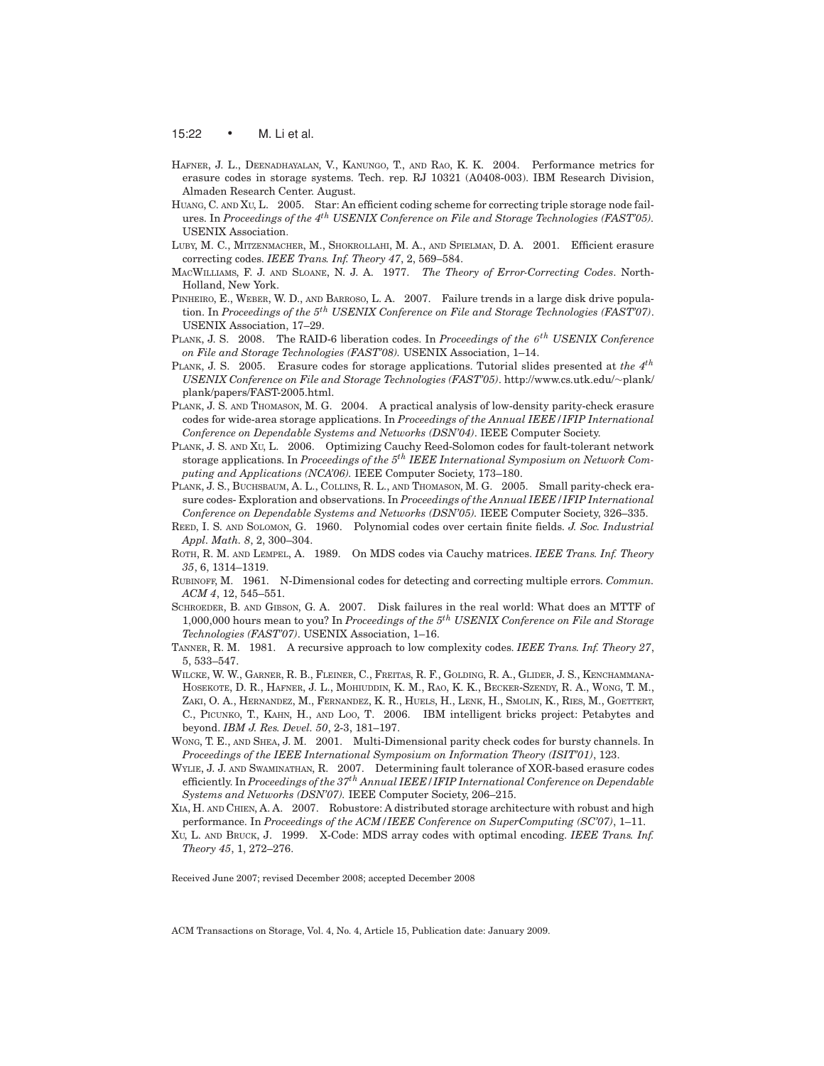Hafner, J. L., Deenadhayalan, V., Kanungo, T., and Rao, K. K. 2004. Performance metrics for erasure codes in storage systems. Tech. rep. RJ 10321 (A0408-003). IBM Research Division, Almaden Research Center. August.

Huang, C. and Xu, L. 2005. Star: An efficient coding scheme for correcting triple storage node failures. In *Proceedings of the 4th USENIX Conference on File and Storage Technologies (FAST'05)*. USENIX Association.

Luby, M. C., Mitzenmacher, M., Shokrollahi, M. A., and Spielman, D. A. 2001. Efficient erasure correcting codes. *IEEE Trans. Inf. Theory 47*, 2, 569–584.

MacWilliams, F. J. and Sloane, N. J. A. 1977. *The Theory of Error-Correcting Codes*. North-Holland, New York.

Pinheiro, E., Weber, W. D., and Barroso, L. A. 2007. Failure trends in a large disk drive population. In *Proceedings of the 5th USENIX Conference on File and Storage Technologies (FAST'07)*. USENIX Association, 17–29.

Plank, J. S. 2008. The RAID-6 liberation codes. In *Proceedings of the 6th USENIX Conference on File and Storage Technologies (FAST'08)*. USENIX Association, 1–14.

Plank, J. S. 2005. Erasure codes for storage applications. Tutorial slides presented at *the 4th USENIX Conference on File and Storage Technologies (FAST'05)*. http://www.cs.utk.edu/~plank/plank/papers/FAST-2005.html.

Plank, J. S. and Thomason, M. G. 2004. A practical analysis of low-density parity-check erasure codes for wide-area storage applications. In *Proceedings of the Annual IEEE/IFIP International Conference on Dependable Systems and Networks (DSN'04)*. IEEE Computer Society.

Plank, J. S. and Xu, L. 2006. Optimizing Cauchy Reed-Solomon codes for fault-tolerant network storage applications. In *Proceedings of the 5th IEEE International Symposium on Network Computing and Applications (NCA'06)*. IEEE Computer Society, 173–180.

Plank, J. S., Buchsbaum, A. L., Collins, R. L., and Thomason, M. G. 2005. Small parity-check erasure codes- Exploration and observations. In *Proceedings of the Annual IEEE/IFIP International Conference on Dependable Systems and Networks (DSN'05)*. IEEE Computer Society, 326–335.

Reed, I. S. and Solomon, G. 1960. Polynomial codes over certain finite fields. *J. Soc. Industrial Appl. Math. 8*, 2, 300–304.

Roth, R. M. and Lempel, A. 1989. On MDS codes via Cauchy matrices. *IEEE Trans. Inf. Theory 35*, 6, 1314–1319.

Rubinoff, M. 1961. N-Dimensional codes for detecting and correcting multiple errors. *Commun. ACM 4*, 12, 545–551.

Schroeder, B. and Gibson, G. A. 2007. Disk failures in the real world: What does an MTTF of 1,000,000 hours mean to you? In *Proceedings of the 5th USENIX Conference on File and Storage Technologies (FAST'07)*. USENIX Association, 1–16.

Tanner, R. M. 1981. A recursive approach to low complexity codes. *IEEE Trans. Inf. Theory 27*, 5, 533–547.

Wilcke, W. W., Garner, R. B., Fleiner, C., Freitas, R. F., Golding, R. A., Glider, J. S., Kenchammana-Hosekote, D. R., Hafner, J. L., Mohiuddin, K. M., Rao, K. K., Becker-Szendy, R. A., Wong, T. M., Zaki, O. A., Hernandez, M., Fernandez, K. R., Huels, H., Lenk, H., Smolin, K., Ries, M., Goettert, C., Picunko, T., Kahn, H., and Loo, T. 2006. IBM intelligent bricks project: Petabytes and beyond. *IBM J. Res. Devel. 50*, 2-3, 181–197.

Wong, T. E., and Shea, J. M. 2001. Multi-Dimensional parity check codes for bursty channels. In *Proceedings of the IEEE International Symposium on Information Theory (ISIT'01)*, 123.

Wylie, J. J. and Swaminathan, R. 2007. Determining fault tolerance of XOR-based erasure codes efficiently. In *Proceedings of the 37th Annual IEEE/IFIP International Conference on Dependable Systems and Networks (DSN'07)*. IEEE Computer Society, 206–215.

Xia, H. and Chien, A. A. 2007. Robustore: A distributed storage architecture with robust and high performance. In *Proceedings of the ACM/IEEE Conference on SuperComputing (SC'07)*, 1–11.

Xu, L. and Bruck, J. 1999. X-Code: MDS array codes with optimal encoding. *IEEE Trans. Inf. Theory 45*, 1, 272–276.

Received June 2007; revised December 2008; accepted December 2008